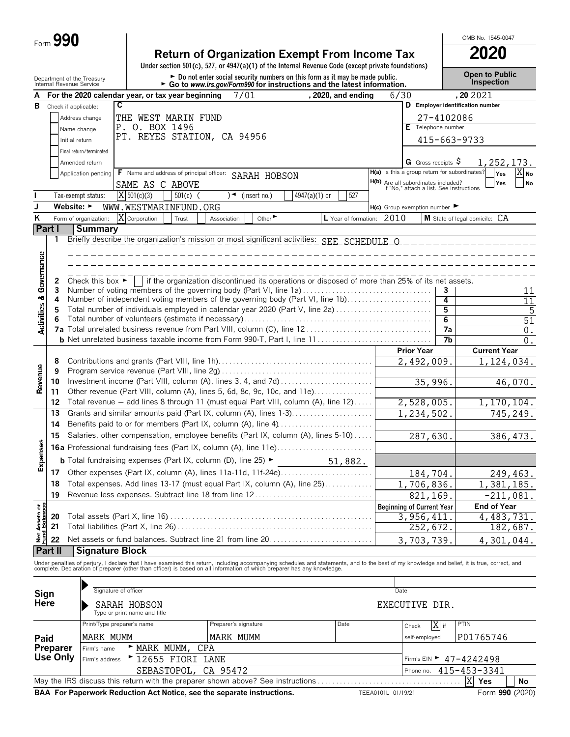Form **990**

# Return of Organization Exempt From Income Tax

**2020**

OMB No. 1545-0047

Under section 501(c), 527, or 4947(a)(1) of the Internal Revenue Code (except private foundations)

► Do not enter social security numbers on this form as it may be made public.
► Go to *www.irs.gov/Form990* for instructions and the latest information.

Department of the Treasury
Internal Revenue Service

**Open to Public Inspection**

**A** For the 2020 calendar year, or tax year beginning 7/01 , 2020, and ending 6/30 , 20 2021

**B** Check if applicable:
- [ ] Address change
- [ ] Name change
- [ ] Initial return
- [ ] Final return/terminated
- [ ] Amended return
- [ ] Application pending

**C**
THE WEST MARIN FUND
P. O. BOX 1496
PT. REYES STATION, CA 94956

**D** Employer identification number: 27-4102086

**E** Telephone number: 415-663-9733

**G** Gross receipts $ 1,252,173.

**F** Name and address of principal officer: SARAH HOBSON
SAME AS C ABOVE

**H(a)** Is this a group return for subordinates? [ ] Yes [X] No

**H(b)** Are all subordinates included? [ ] Yes [ ] No
If "No," attach a list. See instructions

**I** Tax-exempt status: [X] 501(c)(3) [ ] 501(c) ( ) ◄ (insert no.) [ ] 4947(a)(1) or [ ] 527

**J** Website: ► WWW.WESTMARINFUND.ORG

**H(c)** Group exemption number ►

**K** Form of organization: [X] Corporation [ ] Trust [ ] Association [ ] Other►

**L** Year of formation: 2010 **M** State of legal domicile: CA

## Part I Summary

**Activities & Governance**

1 Briefly describe the organization's mission or most significant activities: SEE SCHEDULE O

2 Check this box ► [ ] if the organization discontinued its operations or disposed of more than 25% of its net assets.

| | | | |
|---|---|---|---|
| 3 | Number of voting members of the governing body (Part VI, line 1a) | 3 | 11 |
| 4 | Number of independent voting members of the governing body (Part VI, line 1b) | 4 | 11 |
| 5 | Total number of individuals employed in calendar year 2020 (Part V, line 2a) | 5 | 5 |
| 6 | Total number of volunteers (estimate if necessary) | 6 | 51 |
| 7a | Total unrelated business revenue from Part VIII, column (C), line 12 | 7a | 0. |
| b | Net unrelated business taxable income from Form 990-T, Part I, line 11 | 7b | 0. |

| | | Prior Year | Current Year |
|---|---|---|---|
| **Revenue** | | | |
| 8 | Contributions and grants (Part VIII, line 1h) | 2,492,009. | 1,124,034. |
| 9 | Program service revenue (Part VIII, line 2g) | | |
| 10 | Investment income (Part VIII, column (A), lines 3, 4, and 7d) | 35,996. | 46,070. |
| 11 | Other revenue (Part VIII, column (A), lines 5, 6d, 8c, 9c, 10c, and 11e) | | |
| 12 | Total revenue — add lines 8 through 11 (must equal Part VIII, column (A), line 12) | 2,528,005. | 1,170,104. |
| **Expenses** | | | |
| 13 | Grants and similar amounts paid (Part IX, column (A), lines 1-3) | 1,234,502. | 745,249. |
| 14 | Benefits paid to or for members (Part IX, column (A), line 4) | | |
| 15 | Salaries, other compensation, employee benefits (Part IX, column (A), lines 5-10) | 287,630. | 386,473. |
| 16a | Professional fundraising fees (Part IX, column (A), line 11e) | | |
| b | Total fundraising expenses (Part IX, column (D), line 25) ► 51,882. | | |
| 17 | Other expenses (Part IX, column (A), lines 11a-11d, 11f-24e) | 184,704. | 249,463. |
| 18 | Total expenses. Add lines 13-17 (must equal Part IX, column (A), line 25) | 1,706,836. | 1,381,185. |
| 19 | Revenue less expenses. Subtract line 18 from line 12 | 821,169. | -211,081. |

| **Net Assets or Fund Balances** | | Beginning of Current Year | End of Year |
|---|---|---|---|
| 20 | Total assets (Part X, line 16) | 3,956,411. | 4,483,731. |
| 21 | Total liabilities (Part X, line 26) | 252,672. | 182,687. |
| 22 | Net assets or fund balances. Subtract line 21 from line 20 | 3,703,739. | 4,301,044. |

## Part II Signature Block

Under penalties of perjury, I declare that I have examined this return, including accompanying schedules and statements, and to the best of my knowledge and belief, it is true, correct, and complete. Declaration of preparer (other than officer) is based on all information of which preparer has any knowledge.

**Sign Here**

► Signature of officer — Date

► SARAH HOBSON — EXECUTIVE DIR.
Type or print name and title

**Paid Preparer Use Only**

| Print/Type preparer's name | Preparer's signature | Date | Check [X] if self-employed | PTIN |
|---|---|---|---|---|
| MARK MUMM | MARK MUMM | | | P01765746 |

Firm's name ► MARK MUMM, CPA
Firm's address ► 12655 FIORI LANE
SEBASTOPOL, CA 95472
Firm's EIN ► 47-4242498
Phone no. 415-453-3341

May the IRS discuss this return with the preparer shown above? See instructions [X] Yes [ ] No

**BAA For Paperwork Reduction Act Notice, see the separate instructions.** TEEA0101L 01/19/21 Form **990** (2020)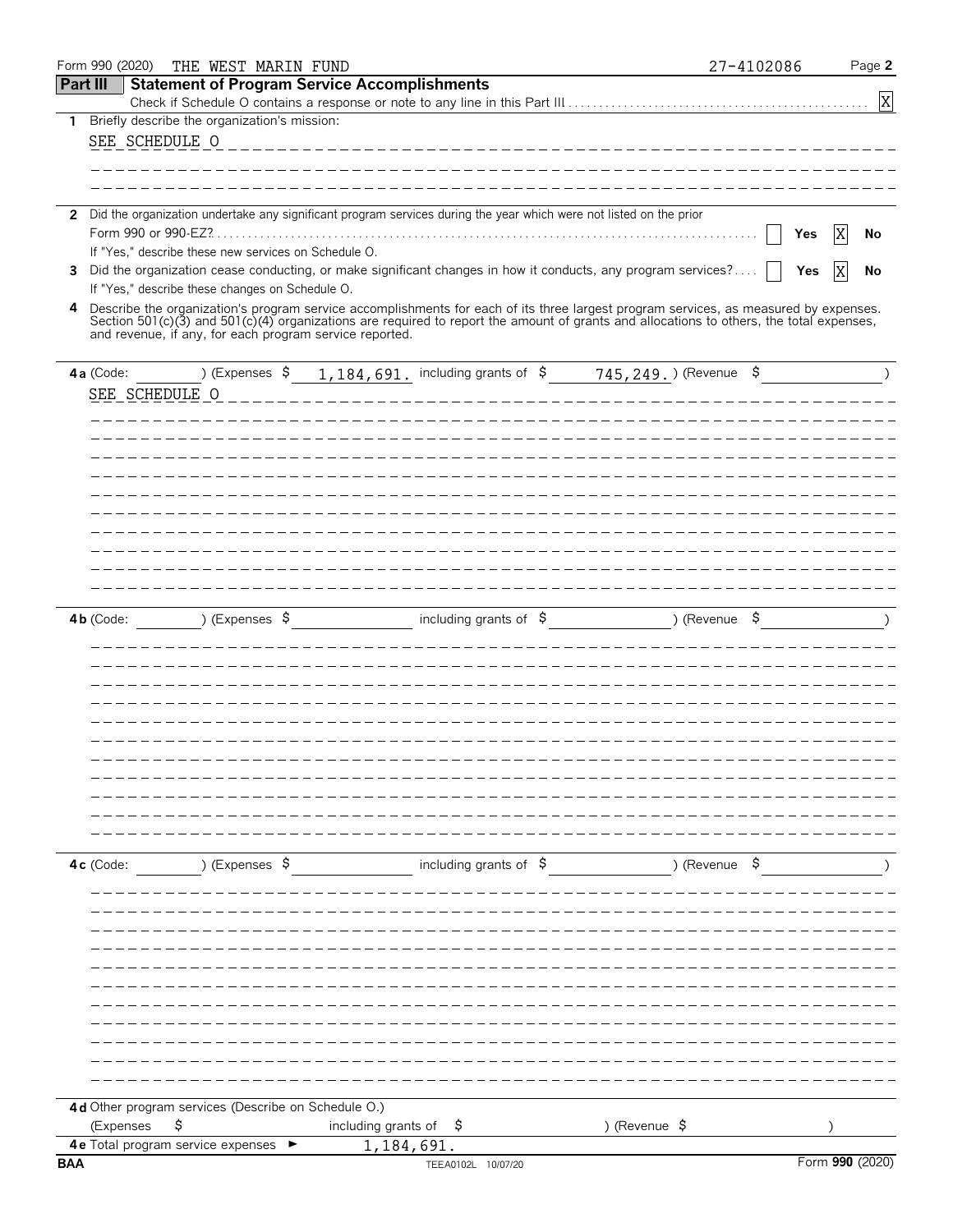Form 990 (2020) THE WEST MARIN FUND 27-4102086

## Part III Statement of Program Service Accomplishments

Check if Schedule O contains a response or note to any line in this Part III [X]

**1** Briefly describe the organization's mission:

SEE SCHEDULE O

**2** Did the organization undertake any significant program services during the year which were not listed on the prior Form 990 or 990-EZ? [ ] Yes [X] No

If "Yes," describe these new services on Schedule O.

**3** Did the organization cease conducting, or make significant changes in how it conducts, any program services? [ ] Yes [X] No

If "Yes," describe these changes on Schedule O.

**4** Describe the organization's program service accomplishments for each of its three largest program services, as measured by expenses. Section 501(c)(3) and 501(c)(4) organizations are required to report the amount of grants and allocations to others, the total expenses, and revenue, if any, for each program service reported.

**4a** (Code: ) (Expenses $ 1,184,691. including grants of $ 745,249. ) (Revenue $ )

SEE SCHEDULE O

**4b** (Code: ) (Expenses $ including grants of $ ) (Revenue $ )

**4c** (Code: ) (Expenses $ including grants of $ ) (Revenue $ )

**4d** Other program services (Describe on Schedule O.)

(Expenses $ including grants of $ ) (Revenue $ )

**4e** Total program service expenses ► 1,184,691.

BAA TEEA0102L 10/07/20 Form **990** (2020)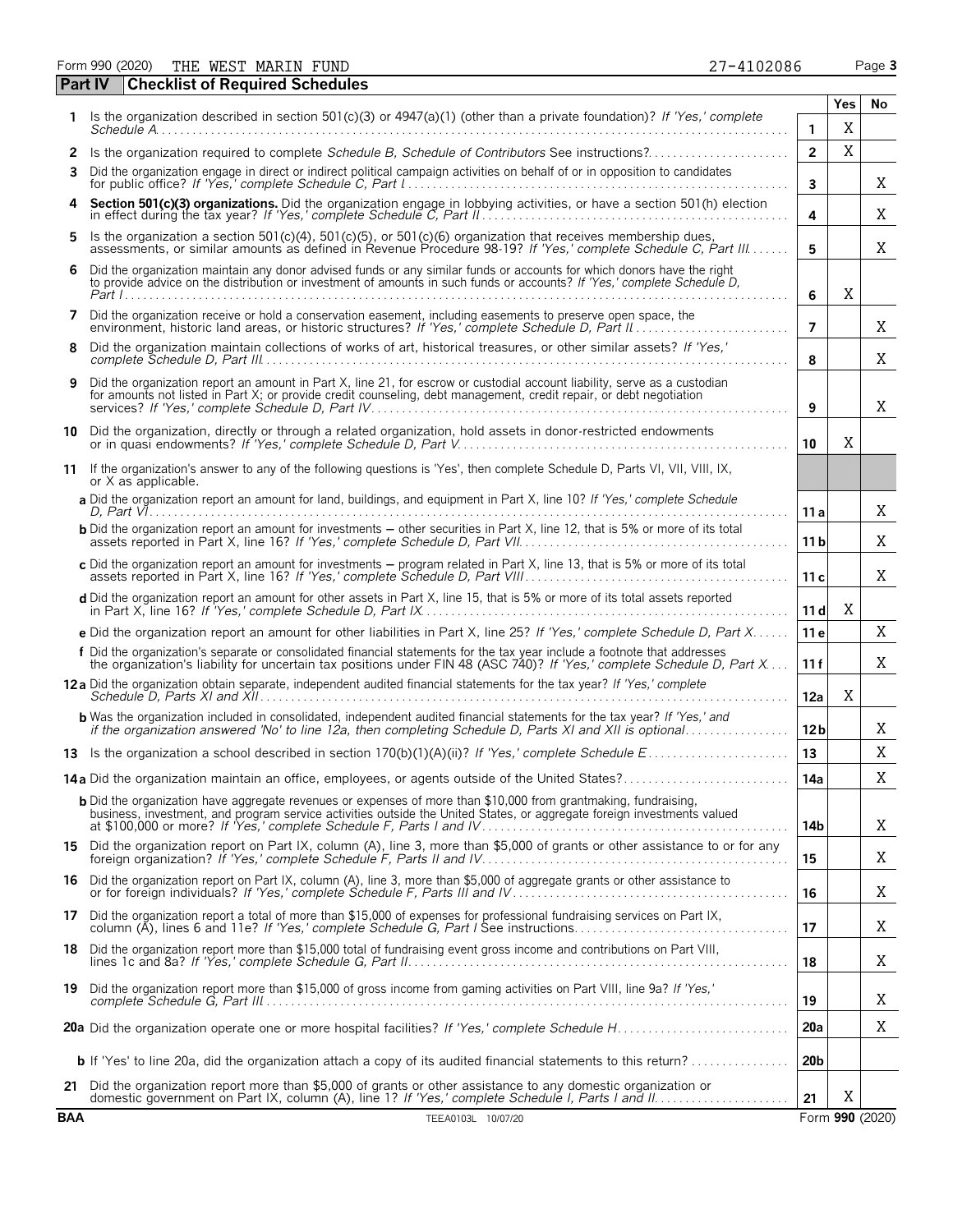Form 990 (2020) THE WEST MARIN FUND 27-4102086

## Part IV Checklist of Required Schedules

| | | | Yes | No |
|---|---|---|---|---|
| 1 | Is the organization described in section 501(c)(3) or 4947(a)(1) (other than a private foundation)? *If 'Yes,' complete Schedule A* | 1 | X | |
| 2 | Is the organization required to complete *Schedule B, Schedule of Contributors* See instructions? | 2 | X | |
| 3 | Did the organization engage in direct or indirect political campaign activities on behalf of or in opposition to candidates for public office? *If 'Yes,' complete Schedule C, Part I* | 3 | | X |
| 4 | **Section 501(c)(3) organizations.** Did the organization engage in lobbying activities, or have a section 501(h) election in effect during the tax year? *If 'Yes,' complete Schedule C, Part II* | 4 | | X |
| 5 | Is the organization a section 501(c)(4), 501(c)(5), or 501(c)(6) organization that receives membership dues, assessments, or similar amounts as defined in Revenue Procedure 98-19? *If 'Yes,' complete Schedule C, Part III* | 5 | | X |
| 6 | Did the organization maintain any donor advised funds or any similar funds or accounts for which donors have the right to provide advice on the distribution or investment of amounts in such funds or accounts? *If 'Yes,' complete Schedule D, Part I* | 6 | X | |
| 7 | Did the organization receive or hold a conservation easement, including easements to preserve open space, the environment, historic land areas, or historic structures? *If 'Yes,' complete Schedule D, Part II* | 7 | | X |
| 8 | Did the organization maintain collections of works of art, historical treasures, or other similar assets? *If 'Yes,' complete Schedule D, Part III* | 8 | | X |
| 9 | Did the organization report an amount in Part X, line 21, for escrow or custodial account liability, serve as a custodian for amounts not listed in Part X; or provide credit counseling, debt management, credit repair, or debt negotiation services? *If 'Yes,' complete Schedule D, Part IV* | 9 | | X |
| 10 | Did the organization, directly or through a related organization, hold assets in donor-restricted endowments or in quasi endowments? *If 'Yes,' complete Schedule D, Part V* | 10 | X | |
| 11 | If the organization's answer to any of the following questions is 'Yes', then complete Schedule D, Parts VI, VII, VIII, IX, or X as applicable. | | | |
| | **a** Did the organization report an amount for land, buildings, and equipment in Part X, line 10? *If 'Yes,' complete Schedule D, Part VI* | 11 a | | X |
| | **b** Did the organization report an amount for investments — other securities in Part X, line 12, that is 5% or more of its total assets reported in Part X, line 16? *If 'Yes,' complete Schedule D, Part VII* | 11 b | | X |
| | **c** Did the organization report an amount for investments — program related in Part X, line 13, that is 5% or more of its total assets reported in Part X, line 16? *If 'Yes,' complete Schedule D, Part VIII* | 11 c | | X |
| | **d** Did the organization report an amount for other assets in Part X, line 15, that is 5% or more of its total assets reported in Part X, line 16? *If 'Yes,' complete Schedule D, Part IX* | 11 d | X | |
| | **e** Did the organization report an amount for other liabilities in Part X, line 25? *If 'Yes,' complete Schedule D, Part X* | 11 e | | X |
| | **f** Did the organization's separate or consolidated financial statements for the tax year include a footnote that addresses the organization's liability for uncertain tax positions under FIN 48 (ASC 740)? *If 'Yes,' complete Schedule D, Part X* | 11 f | | X |
| 12 a | Did the organization obtain separate, independent audited financial statements for the tax year? *If 'Yes,' complete Schedule D, Parts XI and XII* | 12a | X | |
| | **b** Was the organization included in consolidated, independent audited financial statements for the tax year? *If 'Yes,' and if the organization answered 'No' to line 12a, then completing Schedule D, Parts XI and XII is optional* | 12b | | X |
| 13 | Is the organization a school described in section 170(b)(1)(A)(ii)? *If 'Yes,' complete Schedule E* | 13 | | X |
| 14 a | Did the organization maintain an office, employees, or agents outside of the United States? | 14a | | X |
| | **b** Did the organization have aggregate revenues or expenses of more than $10,000 from grantmaking, fundraising, business, investment, and program service activities outside the United States, or aggregate foreign investments valued at $100,000 or more? *If 'Yes,' complete Schedule F, Parts I and IV* | 14b | | X |
| 15 | Did the organization report on Part IX, column (A), line 3, more than $5,000 of grants or other assistance to or for any foreign organization? *If 'Yes,' complete Schedule F, Parts II and IV* | 15 | | X |
| 16 | Did the organization report on Part IX, column (A), line 3, more than $5,000 of aggregate grants or other assistance to or for foreign individuals? *If 'Yes,' complete Schedule F, Parts III and IV* | 16 | | X |
| 17 | Did the organization report a total of more than $15,000 of expenses for professional fundraising services on Part IX, column (A), lines 6 and 11e? *If 'Yes,' complete Schedule G, Part I* See instructions | 17 | | X |
| 18 | Did the organization report more than $15,000 total of fundraising event gross income and contributions on Part VIII, lines 1c and 8a? *If 'Yes,' complete Schedule G, Part II* | 18 | | X |
| 19 | Did the organization report more than $15,000 of gross income from gaming activities on Part VIII, line 9a? *If 'Yes,' complete Schedule G, Part III* | 19 | | X |
| 20 a | Did the organization operate one or more hospital facilities? *If 'Yes,' complete Schedule H* | 20a | | X |
| | **b** If 'Yes' to line 20a, did the organization attach a copy of its audited financial statements to this return? | 20b | | |
| 21 | Did the organization report more than $5,000 of grants or other assistance to any domestic organization or domestic government on Part IX, column (A), line 1? *If 'Yes,' complete Schedule I, Parts I and II* | 21 | X | |

BAA TEEA0103L 10/07/20 Form **990** (2020)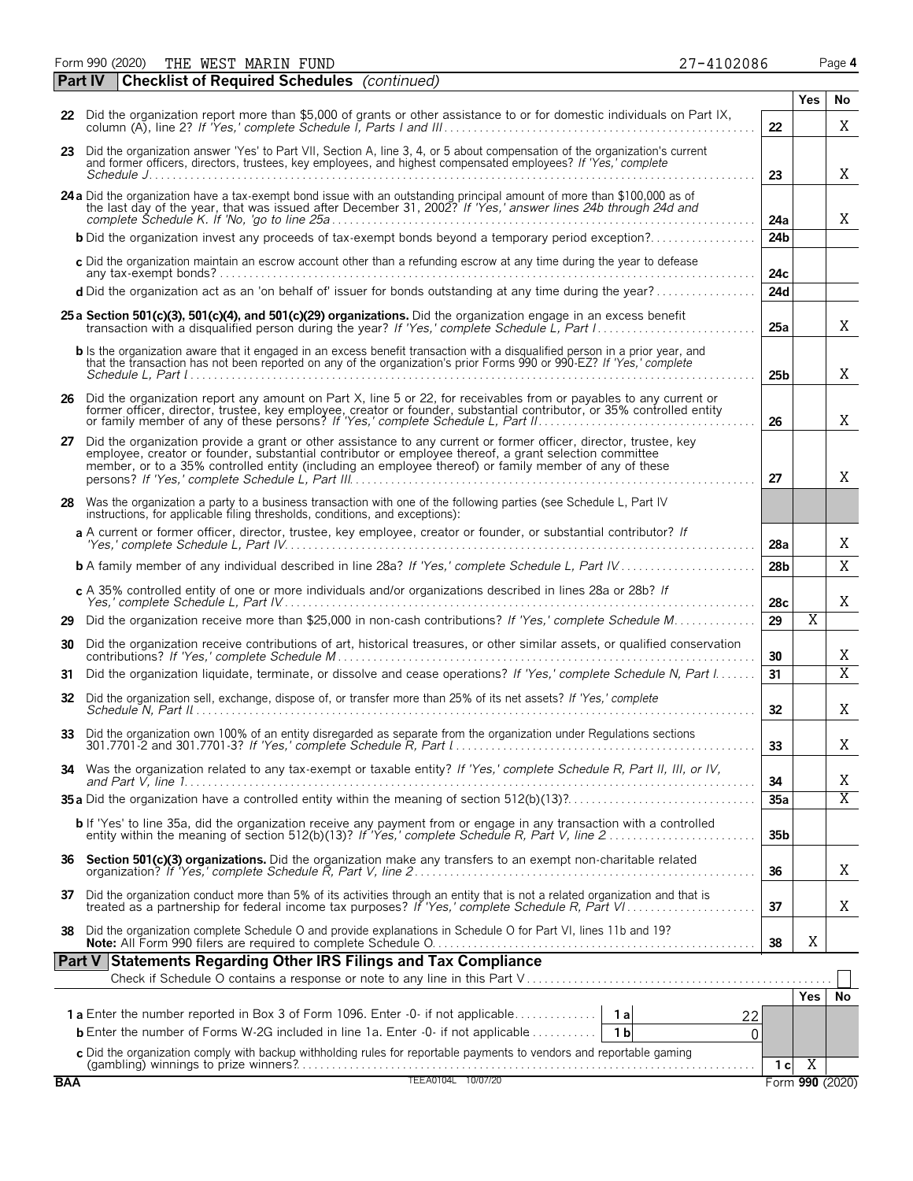Form 990 (2020) THE WEST MARIN FUND 27-4102086 Page 4

**Part IV Checklist of Required Schedules** *(continued)*

| | | | Yes | No |
|---|---|---|---|---|
| **22** | Did the organization report more than $5,000 of grants or other assistance to or for domestic individuals on Part IX, column (A), line 2? *If 'Yes,' complete Schedule I, Parts I and III* | 22 | | X |
| **23** | Did the organization answer 'Yes' to Part VII, Section A, line 3, 4, or 5 about compensation of the organization's current and former officers, directors, trustees, key employees, and highest compensated employees? *If 'Yes,' complete Schedule J* | 23 | | X |
| **24a** | Did the organization have a tax-exempt bond issue with an outstanding principal amount of more than $100,000 as of the last day of the year, that was issued after December 31, 2002? *If 'Yes,' answer lines 24b through 24d and complete Schedule K. If 'No,' go to line 25a* | 24a | | X |
| **b** | Did the organization invest any proceeds of tax-exempt bonds beyond a temporary period exception? | 24b | | |
| **c** | Did the organization maintain an escrow account other than a refunding escrow at any time during the year to defease any tax-exempt bonds? | 24c | | |
| **d** | Did the organization act as an 'on behalf of' issuer for bonds outstanding at any time during the year? | 24d | | |
| **25a** | **Section 501(c)(3), 501(c)(4), and 501(c)(29) organizations.** Did the organization engage in an excess benefit transaction with a disqualified person during the year? *If 'Yes,' complete Schedule L, Part I* | 25a | | X |
| **b** | Is the organization aware that it engaged in an excess benefit transaction with a disqualified person in a prior year, and that the transaction has not been reported on any of the organization's prior Forms 990 or 990-EZ? *If 'Yes,' complete Schedule L, Part I* | 25b | | X |
| **26** | Did the organization report any amount on Part X, line 5 or 22, for receivables from or payables to any current or former officer, director, trustee, key employee, creator or founder, substantial contributor, or 35% controlled entity or family member of any of these persons? *If 'Yes,' complete Schedule L, Part II* | 26 | | X |
| **27** | Did the organization provide a grant or other assistance to any current or former officer, director, trustee, key employee, creator or founder, substantial contributor or employee thereof, a grant selection committee member, or to a 35% controlled entity (including an employee thereof) or family member of any of these persons? *If 'Yes,' complete Schedule L, Part III* | 27 | | X |
| **28** | Was the organization a party to a business transaction with one of the following parties (see Schedule L, Part IV instructions, for applicable filing thresholds, conditions, and exceptions): | | | |
| **a** | A current or former officer, director, trustee, key employee, creator or founder, or substantial contributor? *If 'Yes,' complete Schedule L, Part IV* | 28a | | X |
| **b** | A family member of any individual described in line 28a? *If 'Yes,' complete Schedule L, Part IV* | 28b | | X |
| **c** | A 35% controlled entity of one or more individuals and/or organizations described in lines 28a or 28b? *If Yes,' complete Schedule L, Part IV* | 28c | | X |
| **29** | Did the organization receive more than $25,000 in non-cash contributions? *If 'Yes,' complete Schedule M* | 29 | X | |
| **30** | Did the organization receive contributions of art, historical treasures, or other similar assets, or qualified conservation contributions? *If 'Yes,' complete Schedule M* | 30 | | X |
| **31** | Did the organization liquidate, terminate, or dissolve and cease operations? *If 'Yes,' complete Schedule N, Part I* | 31 | | X |
| **32** | Did the organization sell, exchange, dispose of, or transfer more than 25% of its net assets? *If 'Yes,' complete Schedule N, Part II* | 32 | | X |
| **33** | Did the organization own 100% of an entity disregarded as separate from the organization under Regulations sections 301.7701-2 and 301.7701-3? *If 'Yes,' complete Schedule R, Part I* | 33 | | X |
| **34** | Was the organization related to any tax-exempt or taxable entity? *If 'Yes,' complete Schedule R, Part II, III, or IV, and Part V, line 1* | 34 | | X |
| **35a** | Did the organization have a controlled entity within the meaning of section 512(b)(13)? | 35a | | X |
| **b** | If 'Yes' to line 35a, did the organization receive any payment from or engage in any transaction with a controlled entity within the meaning of section 512(b)(13)? *If 'Yes,' complete Schedule R, Part V, line 2* | 35b | | |
| **36** | **Section 501(c)(3) organizations.** Did the organization make any transfers to an exempt non-charitable related organization? *If 'Yes,' complete Schedule R, Part V, line 2* | 36 | | X |
| **37** | Did the organization conduct more than 5% of its activities through an entity that is not a related organization and that is treated as a partnership for federal income tax purposes? *If 'Yes,' complete Schedule R, Part VI* | 37 | | X |
| **38** | Did the organization complete Schedule O and provide explanations in Schedule O for Part VI, lines 11b and 19? **Note:** All Form 990 filers are required to complete Schedule O. | 38 | X | |

**Part V Statements Regarding Other IRS Filings and Tax Compliance**

Check if Schedule O contains a response or note to any line in this Part V ☐

| | | | | | Yes | No |
|---|---|---|---|---|---|---|
| **1a** | Enter the number reported in Box 3 of Form 1096. Enter -0- if not applicable | 1a | 22 | | | |
| **b** | Enter the number of Forms W-2G included in line 1a. Enter -0- if not applicable | 1b | 0 | | | |
| **c** | Did the organization comply with backup withholding rules for reportable payments to vendors and reportable gaming (gambling) winnings to prize winners? | | | 1c | X | |

BAA TEEA0104L 10/07/20 Form 990 (2020)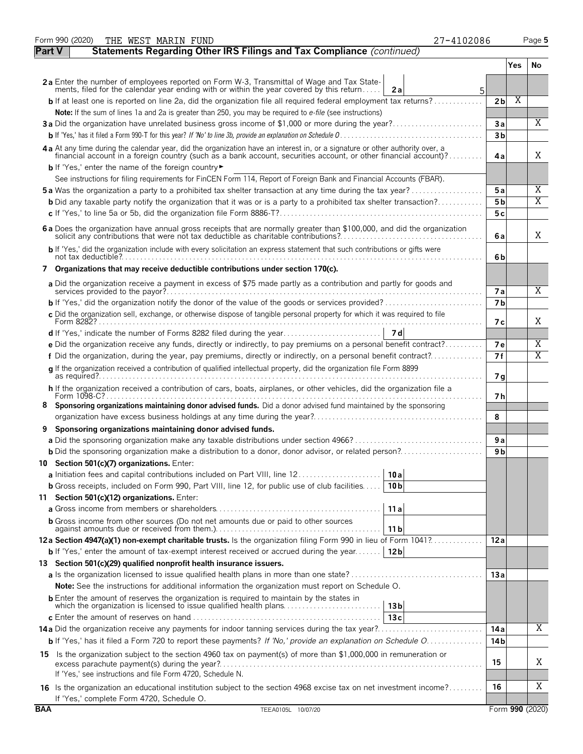Form 990 (2020) THE WEST MARIN FUND 27-4102086 Page 5

**Part V — Statements Regarding Other IRS Filings and Tax Compliance** *(continued)*

| | | | Yes | No |
|---|---|---|---|---|
| **2a** Enter the number of employees reported on Form W-3, Transmittal of Wage and Tax Statements, filed for the calendar year ending with or within the year covered by this return | 2a | 5 | | |
| **b** If at least one is reported on line 2a, did the organization file all required federal employment tax returns? | 2b | | X | |
| **Note:** If the sum of lines 1a and 2a is greater than 250, you may be required to *e-file* (see instructions) | | | | |
| **3a** Did the organization have unrelated business gross income of $1,000 or more during the year? | 3a | | | X |
| **b** If 'Yes,' has it filed a Form 990-T for this year? *If 'No' to line 3b, provide an explanation on Schedule O* | 3b | | | |
| **4a** At any time during the calendar year, did the organization have an interest in, or a signature or other authority over, a financial account in a foreign country (such as a bank account, securities account, or other financial account)? | 4a | | | X |
| **b** If 'Yes,' enter the name of the foreign country ► | | | | |
| See instructions for filing requirements for FinCEN Form 114, Report of Foreign Bank and Financial Accounts (FBAR). | | | | |
| **5a** Was the organization a party to a prohibited tax shelter transaction at any time during the tax year? | 5a | | | X |
| **b** Did any taxable party notify the organization that it was or is a party to a prohibited tax shelter transaction? | 5b | | | X |
| **c** If 'Yes,' to line 5a or 5b, did the organization file Form 8886-T? | 5c | | | |
| **6a** Does the organization have annual gross receipts that are normally greater than $100,000, and did the organization solicit any contributions that were not tax deductible as charitable contributions? | 6a | | | X |
| **b** If 'Yes,' did the organization include with every solicitation an express statement that such contributions or gifts were not tax deductible? | 6b | | | |
| **7 Organizations that may receive deductible contributions under section 170(c).** | | | | |
| **a** Did the organization receive a payment in excess of $75 made partly as a contribution and partly for goods and services provided to the payor? | 7a | | | X |
| **b** If 'Yes,' did the organization notify the donor of the value of the goods or services provided? | 7b | | | |
| **c** Did the organization sell, exchange, or otherwise dispose of tangible personal property for which it was required to file Form 8282? | 7c | | | X |
| **d** If 'Yes,' indicate the number of Forms 8282 filed during the year | 7d | | | |
| **e** Did the organization receive any funds, directly or indirectly, to pay premiums on a personal benefit contract? | 7e | | | X |
| **f** Did the organization, during the year, pay premiums, directly or indirectly, on a personal benefit contract? | 7f | | | X |
| **g** If the organization received a contribution of qualified intellectual property, did the organization file Form 8899 as required? | 7g | | | |
| **h** If the organization received a contribution of cars, boats, airplanes, or other vehicles, did the organization file a Form 1098-C? | 7h | | | |
| **8 Sponsoring organizations maintaining donor advised funds.** Did a donor advised fund maintained by the sponsoring organization have excess business holdings at any time during the year? | 8 | | | |
| **9 Sponsoring organizations maintaining donor advised funds.** | | | | |
| **a** Did the sponsoring organization make any taxable distributions under section 4966? | 9a | | | |
| **b** Did the sponsoring organization make a distribution to a donor, donor advisor, or related person? | 9b | | | |
| **10 Section 501(c)(7) organizations.** Enter: | | | | |
| **a** Initiation fees and capital contributions included on Part VIII, line 12 | 10a | | | |
| **b** Gross receipts, included on Form 990, Part VIII, line 12, for public use of club facilities | 10b | | | |
| **11 Section 501(c)(12) organizations.** Enter: | | | | |
| **a** Gross income from members or shareholders | 11a | | | |
| **b** Gross income from other sources (Do not net amounts due or paid to other sources against amounts due or received from them.) | 11b | | | |
| **12a Section 4947(a)(1) non-exempt charitable trusts.** Is the organization filing Form 990 in lieu of Form 1041? | 12a | | | |
| **b** If 'Yes,' enter the amount of tax-exempt interest received or accrued during the year | 12b | | | |
| **13 Section 501(c)(29) qualified nonprofit health insurance issuers.** | | | | |
| **a** Is the organization licensed to issue qualified health plans in more than one state? | 13a | | | |
| **Note:** See the instructions for additional information the organization must report on Schedule O. | | | | |
| **b** Enter the amount of reserves the organization is required to maintain by the states in which the organization is licensed to issue qualified health plans | 13b | | | |
| **c** Enter the amount of reserves on hand | 13c | | | |
| **14a** Did the organization receive any payments for indoor tanning services during the tax year? | 14a | | | X |
| **b** If 'Yes,' has it filed a Form 720 to report these payments? *If 'No,' provide an explanation on Schedule O* | 14b | | | |
| **15** Is the organization subject to the section 4960 tax on payment(s) of more than $1,000,000 in remuneration or excess parachute payment(s) during the year? If 'Yes,' see instructions and file Form 4720, Schedule N. | 15 | | | X |
| **16** Is the organization an educational institution subject to the section 4968 excise tax on net investment income? If 'Yes,' complete Form 4720, Schedule O. | 16 | | | X |

BAA TEEA0105L 10/07/20 Form **990** (2020)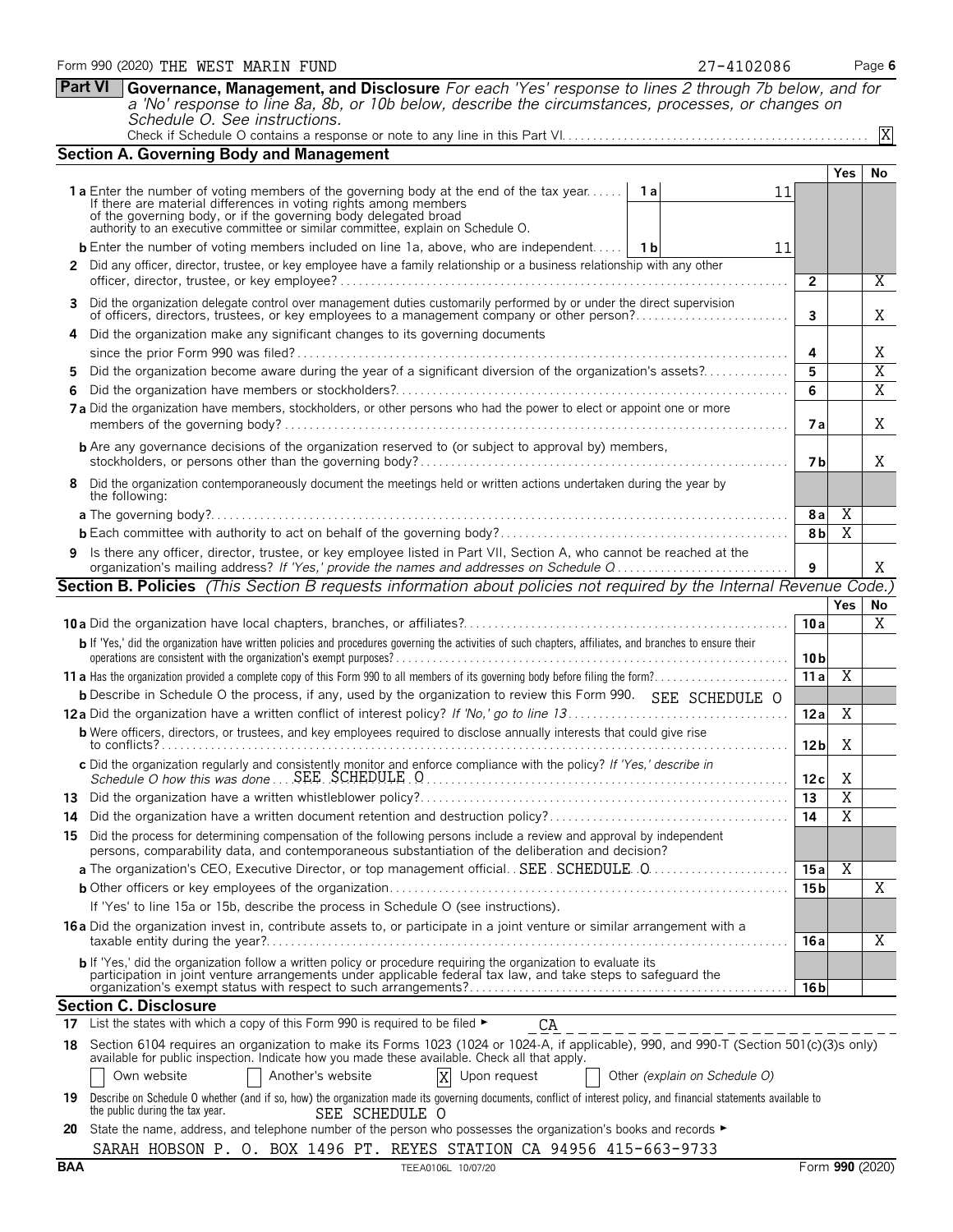Form 990 (2020) THE WEST MARIN FUND 27-4102086 Page 6

**Part VI Governance, Management, and Disclosure** *For each 'Yes' response to lines 2 through 7b below, and for a 'No' response to line 8a, 8b, or 10b below, describe the circumstances, processes, or changes on Schedule O. See instructions.*

Check if Schedule O contains a response or note to any line in this Part VI. [X]

## Section A. Governing Body and Management

| | | | Yes | No |
|---|---|---|---|---|
| **1a** Enter the number of voting members of the governing body at the end of the tax year. If there are material differences in voting rights among members of the governing body, or if the governing body delegated broad authority to an executive committee or similar committee, explain on Schedule O. | 1a: 11 | | | |
| **b** Enter the number of voting members included on line 1a, above, who are independent. | 1b: 11 | | | |
| **2** Did any officer, director, trustee, or key employee have a family relationship or a business relationship with any other officer, director, trustee, or key employee? | | 2 | | X |
| **3** Did the organization delegate control over management duties customarily performed by or under the direct supervision of officers, directors, trustees, or key employees to a management company or other person? | | 3 | | X |
| **4** Did the organization make any significant changes to its governing documents since the prior Form 990 was filed? | | 4 | | X |
| **5** Did the organization become aware during the year of a significant diversion of the organization's assets? | | 5 | | X |
| **6** Did the organization have members or stockholders? | | 6 | | X |
| **7a** Did the organization have members, stockholders, or other persons who had the power to elect or appoint one or more members of the governing body? | | 7a | | X |
| **b** Are any governance decisions of the organization reserved to (or subject to approval by) members, stockholders, or persons other than the governing body? | | 7b | | X |
| **8** Did the organization contemporaneously document the meetings held or written actions undertaken during the year by the following: | | | | |
| **a** The governing body? | | 8a | X | |
| **b** Each committee with authority to act on behalf of the governing body? | | 8b | X | |
| **9** Is there any officer, director, trustee, or key employee listed in Part VII, Section A, who cannot be reached at the organization's mailing address? *If 'Yes,' provide the names and addresses on Schedule O* | | 9 | | X |

## Section B. Policies *(This Section B requests information about policies not required by the Internal Revenue Code.)*

| | | Yes | No |
|---|---|---|---|
| **10a** Did the organization have local chapters, branches, or affiliates? | 10a | | X |
| **b** If 'Yes,' did the organization have written policies and procedures governing the activities of such chapters, affiliates, and branches to ensure their operations are consistent with the organization's exempt purposes? | 10b | | |
| **11a** Has the organization provided a complete copy of this Form 990 to all members of its governing body before filing the form? | 11a | X | |
| **b** Describe in Schedule O the process, if any, used by the organization to review this Form 990. SEE SCHEDULE O | | | |
| **12a** Did the organization have a written conflict of interest policy? *If 'No,' go to line 13* | 12a | X | |
| **b** Were officers, directors, or trustees, and key employees required to disclose annually interests that could give rise to conflicts? | 12b | X | |
| **c** Did the organization regularly and consistently monitor and enforce compliance with the policy? *If 'Yes,' describe in Schedule O how this was done* SEE SCHEDULE O | 12c | X | |
| **13** Did the organization have a written whistleblower policy? | 13 | X | |
| **14** Did the organization have a written document retention and destruction policy? | 14 | X | |
| **15** Did the process for determining compensation of the following persons include a review and approval by independent persons, comparability data, and contemporaneous substantiation of the deliberation and decision? | | | |
| **a** The organization's CEO, Executive Director, or top management official. SEE SCHEDULE O | 15a | X | |
| **b** Other officers or key employees of the organization | 15b | | X |
| If 'Yes' to line 15a or 15b, describe the process in Schedule O (see instructions). | | | |
| **16a** Did the organization invest in, contribute assets to, or participate in a joint venture or similar arrangement with a taxable entity during the year? | 16a | | X |
| **b** If 'Yes,' did the organization follow a written policy or procedure requiring the organization to evaluate its participation in joint venture arrangements under applicable federal tax law, and take steps to safeguard the organization's exempt status with respect to such arrangements? | 16b | | |

## Section C. Disclosure

**17** List the states with which a copy of this Form 990 is required to be filed ► CA

**18** Section 6104 requires an organization to make its Forms 1023 (1024 or 1024-A, if applicable), 990, and 990-T (Section 501(c)(3)s only) available for public inspection. Indicate how you made these available. Check all that apply.

[ ] Own website [ ] Another's website [X] Upon request [ ] Other *(explain on Schedule O)*

**19** Describe on Schedule O whether (and if so, how) the organization made its governing documents, conflict of interest policy, and financial statements available to the public during the tax year. SEE SCHEDULE O

**20** State the name, address, and telephone number of the person who possesses the organization's books and records ►

SARAH HOBSON P. O. BOX 1496 PT. REYES STATION CA 94956 415-663-9733

BAA TEEA0106L 10/07/20 Form **990** (2020)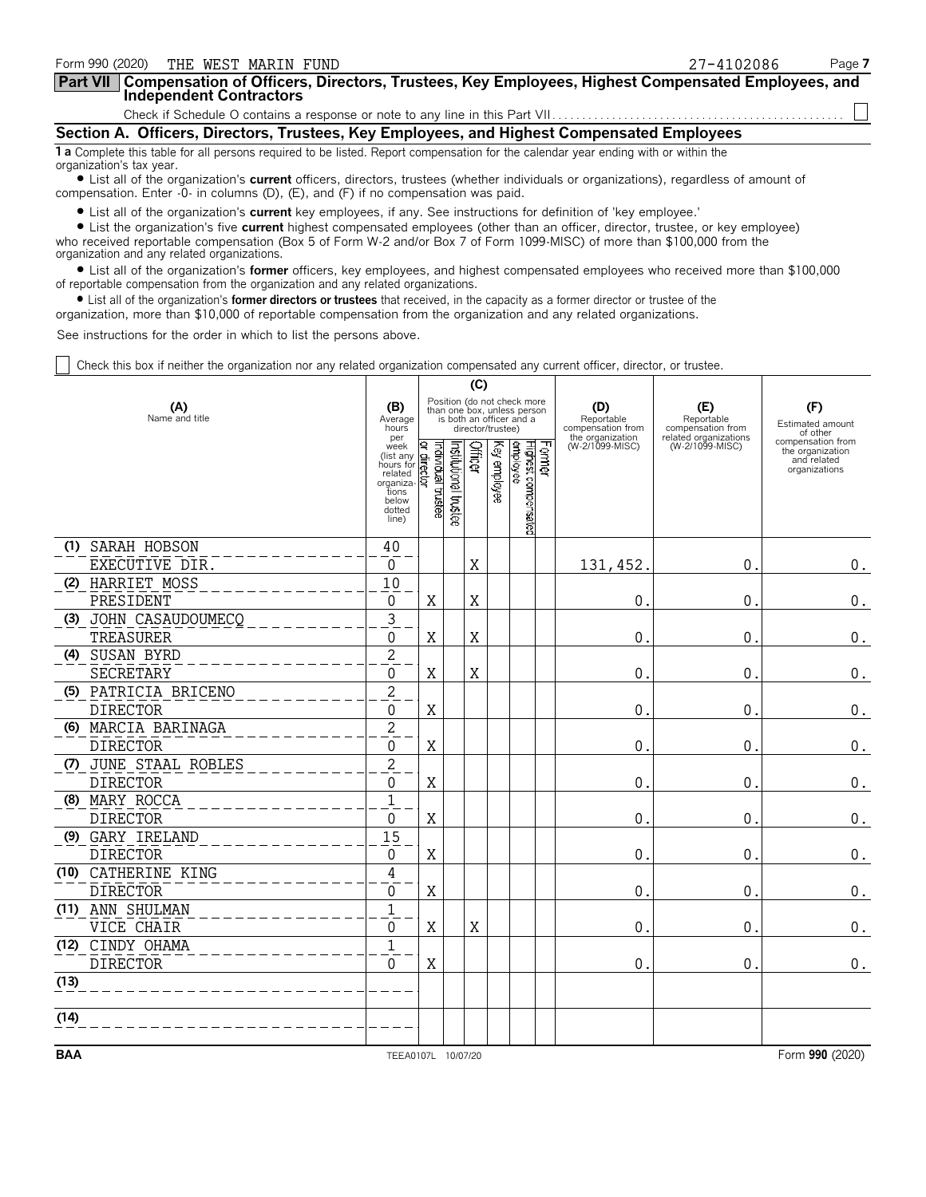Form 990 (2020) THE WEST MARIN FUND 27-4102086

## Part VII Compensation of Officers, Directors, Trustees, Key Employees, Highest Compensated Employees, and Independent Contractors

Check if Schedule O contains a response or note to any line in this Part VII . . . . . . . . . . . . . . . . . . . . . . . . . . . . . . . . . . . . . . . . . . . . . . ☐

### Section A. Officers, Directors, Trustees, Key Employees, and Highest Compensated Employees

**1 a** Complete this table for all persons required to be listed. Report compensation for the calendar year ending with or within the organization's tax year.

- List all of the organization's **current** officers, directors, trustees (whether individuals or organizations), regardless of amount of compensation. Enter -0- in columns (D), (E), and (F) if no compensation was paid.
- List all of the organization's **current** key employees, if any. See instructions for definition of 'key employee.'
- List the organization's five **current** highest compensated employees (other than an officer, director, trustee, or key employee) who received reportable compensation (Box 5 of Form W-2 and/or Box 7 of Form 1099-MISC) of more than $100,000 from the organization and any related organizations.
- List all of the organization's **former** officers, key employees, and highest compensated employees who received more than $100,000 of reportable compensation from the organization and any related organizations.
- List all of the organization's **former directors or trustees** that received, in the capacity as a former director or trustee of the organization, more than $10,000 of reportable compensation from the organization and any related organizations.

See instructions for the order in which to list the persons above.

☐ Check this box if neither the organization nor any related organization compensated any current officer, director, or trustee.

| (A) Name and title | (B) Average hours per week (list any hours for related organizations below dotted line) | (C) Individual trustee or director | Institutional trustee | Officer | Key employee | Highest compensated employee | Former | (D) Reportable compensation from the organization (W-2/1099-MISC) | (E) Reportable compensation from related organizations (W-2/1099-MISC) | (F) Estimated amount of other compensation from the organization and related organizations |
|---|---|---|---|---|---|---|---|---|---|---|
| (1) SARAH HOBSON<br>EXECUTIVE DIR. | 40<br>0 | | | X | | | | 131,452. | 0. | 0. |
| (2) HARRIET MOSS<br>PRESIDENT | 10<br>0 | X | | X | | | | 0. | 0. | 0. |
| (3) JOHN CASAUDOUMECQ<br>TREASURER | 3<br>0 | X | | X | | | | 0. | 0. | 0. |
| (4) SUSAN BYRD<br>SECRETARY | 2<br>0 | X | | X | | | | 0. | 0. | 0. |
| (5) PATRICIA BRICENO<br>DIRECTOR | 2<br>0 | X | | | | | | 0. | 0. | 0. |
| (6) MARCIA BARINAGA<br>DIRECTOR | 2<br>0 | X | | | | | | 0. | 0. | 0. |
| (7) JUNE STAAL ROBLES<br>DIRECTOR | 2<br>0 | X | | | | | | 0. | 0. | 0. |
| (8) MARY ROCCA<br>DIRECTOR | 1<br>0 | X | | | | | | 0. | 0. | 0. |
| (9) GARY IRELAND<br>DIRECTOR | 15<br>0 | X | | | | | | 0. | 0. | 0. |
| (10) CATHERINE KING<br>DIRECTOR | 4<br>0 | X | | | | | | 0. | 0. | 0. |
| (11) ANN SHULMAN<br>VICE CHAIR | 1<br>0 | X | | X | | | | 0. | 0. | 0. |
| (12) CINDY OHAMA<br>DIRECTOR | 1<br>0 | X | | | | | | 0. | 0. | 0. |
| (13) | | | | | | | | | | |
| (14) | | | | | | | | | | |

BAA TEEA0107L 10/07/20 Form **990** (2020)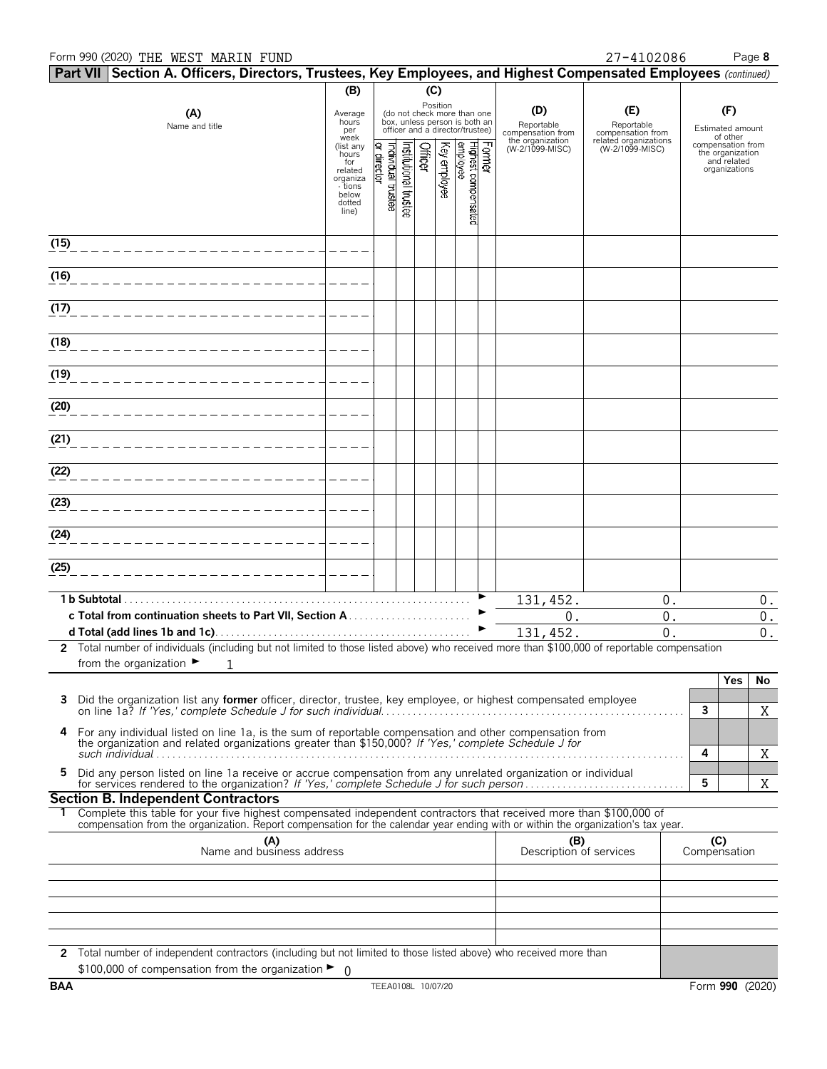Form 990 (2020) THE WEST MARIN FUND 27-4102086

## Part VII Section A. Officers, Directors, Trustees, Key Employees, and Highest Compensated Employees *(continued)*

| (A) Name and title | (B) Average hours per week (list any hours for related organizations below dotted line) | (C) Position (do not check more than one box, unless person is both an officer and a director/trustee): Individual trustee or director | Institutional trustee | Officer | Key employee | Highest compensated employee | Former | (D) Reportable compensation from the organization (W-2/1099-MISC) | (E) Reportable compensation from related organizations (W-2/1099-MISC) | (F) Estimated amount of other compensation from the organization and related organizations |
|---|---|---|---|---|---|---|---|---|---|---|
| (15) | | | | | | | | | | |
| (16) | | | | | | | | | | |
| (17) | | | | | | | | | | |
| (18) | | | | | | | | | | |
| (19) | | | | | | | | | | |
| (20) | | | | | | | | | | |
| (21) | | | | | | | | | | |
| (22) | | | | | | | | | | |
| (23) | | | | | | | | | | |
| (24) | | | | | | | | | | |
| (25) | | | | | | | | | | |
| **1 b Subtotal** | | | | | | | | 131,452. | 0. | 0. |
| **c Total from continuation sheets to Part VII, Section A** | | | | | | | | 0. | 0. | 0. |
| **d Total (add lines 1b and 1c)** | | | | | | | | 131,452. | 0. | 0. |

**2** Total number of individuals (including but not limited to those listed above) who received more than $100,000 of reportable compensation from the organization ► 1

| | | | Yes | No |
|---|---|---|---|---|
| **3** | Did the organization list any **former** officer, director, trustee, key employee, or highest compensated employee on line 1a? *If 'Yes,' complete Schedule J for such individual* | 3 | | X |
| **4** | For any individual listed on line 1a, is the sum of reportable compensation and other compensation from the organization and related organizations greater than $150,000? *If 'Yes,' complete Schedule J for such individual* | 4 | | X |
| **5** | Did any person listed on line 1a receive or accrue compensation from any unrelated organization or individual for services rendered to the organization? *If 'Yes,' complete Schedule J for such person* | 5 | | X |

### Section B. Independent Contractors

**1** Complete this table for your five highest compensated independent contractors that received more than $100,000 of compensation from the organization. Report compensation for the calendar year ending with or within the organization's tax year.

| (A) Name and business address | (B) Description of services | (C) Compensation |
|---|---|---|
| | | |
| | | |
| | | |
| | | |
| | | |

**2** Total number of independent contractors (including but not limited to those listed above) who received more than $100,000 of compensation from the organization ► 0

BAA TEEA0108L 10/07/20 Form **990** (2020)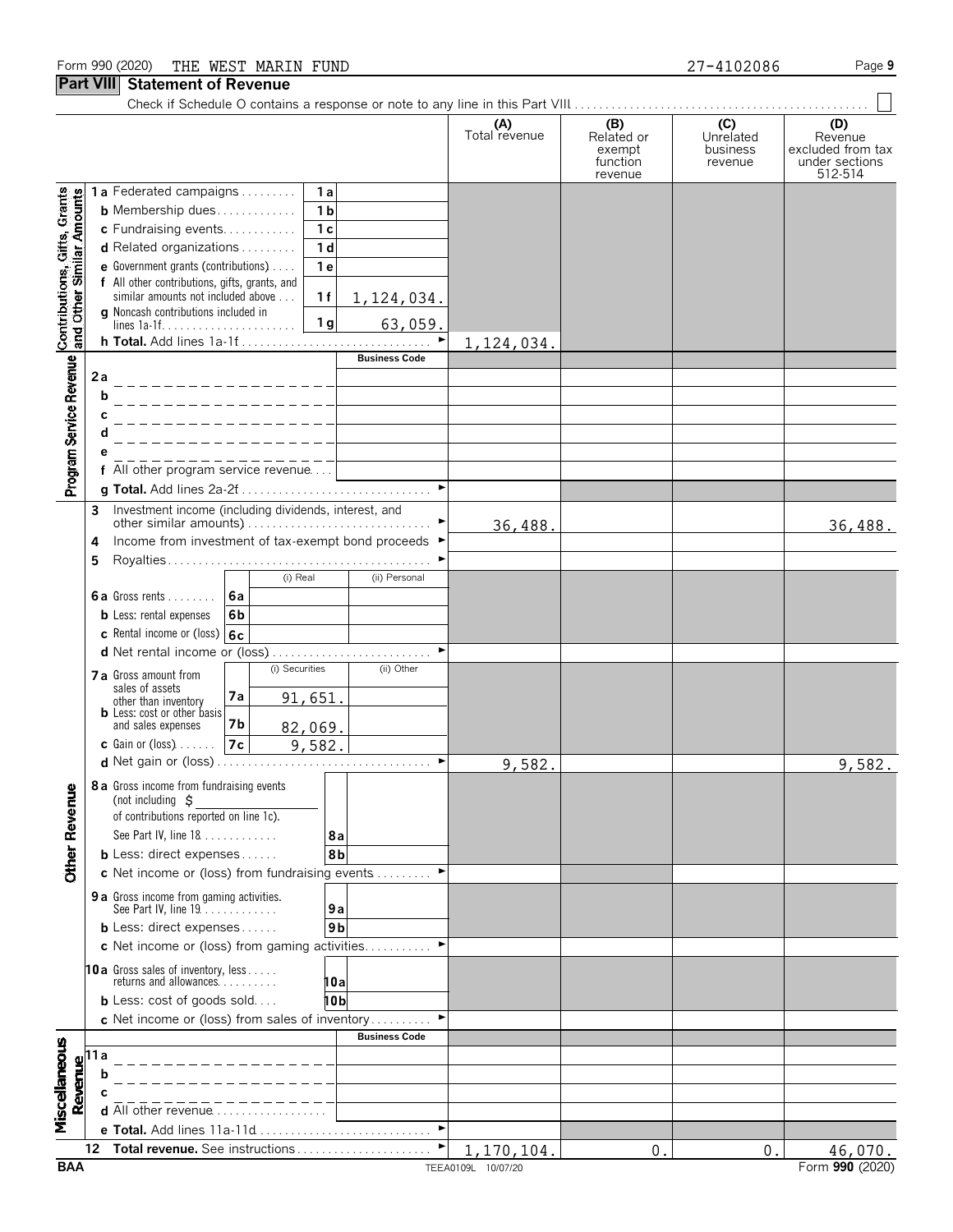Form 990 (2020) THE WEST MARIN FUND 27-4102086

## Part VIII Statement of Revenue

Check if Schedule O contains a response or note to any line in this Part VIII . . . . . ☐

| | | | | (A) Total revenue | (B) Related or exempt function revenue | (C) Unrelated business revenue | (D) Revenue excluded from tax under sections 512-514 |
|---|---|---|---|---|---|---|---|
| **Contributions, Gifts, Grants and Other Similar Amounts** | 1a Federated campaigns | 1a | | | | | |
| | b Membership dues | 1b | | | | | |
| | c Fundraising events | 1c | | | | | |
| | d Related organizations | 1d | | | | | |
| | e Government grants (contributions) | 1e | | | | | |
| | f All other contributions, gifts, grants, and similar amounts not included above | 1f | 1,124,034. | | | | |
| | g Noncash contributions included in lines 1a-1f | 1g | 63,059. | | | | |
| | h **Total.** Add lines 1a-1f | | | 1,124,034. | | | |
| **Program Service Revenue** | | | **Business Code** | | | | |
| | 2a | | | | | | |
| | b | | | | | | |
| | c | | | | | | |
| | d | | | | | | |
| | e | | | | | | |
| | f All other program service revenue | | | | | | |
| | g **Total.** Add lines 2a-2f | | | | | | |
| **Other Revenue** | 3 Investment income (including dividends, interest, and other similar amounts) | | | 36,488. | | | 36,488. |
| | 4 Income from investment of tax-exempt bond proceeds | | | | | | |
| | 5 Royalties | | | | | | |
| | | | (i) Real | (ii) Personal | | | |
| | 6a Gross rents | 6a | | | | | |
| | b Less: rental expenses | 6b | | | | | |
| | c Rental income or (loss) | 6c | | | | | |
| | d Net rental income or (loss) | | | | | | |
| | | | (i) Securities | (ii) Other | | | |
| | 7a Gross amount from sales of assets other than inventory | 7a | 91,651. | | | | |
| | b Less: cost or other basis and sales expenses | 7b | 82,069. | | | | |
| | c Gain or (loss) | 7c | 9,582. | | | | |
| | d Net gain or (loss) | | | | 9,582. | | 9,582. |
| | 8a Gross income from fundraising events (not including $ of contributions reported on line 1c). See Part IV, line 18 | 8a | | | | | |
| | b Less: direct expenses | 8b | | | | | |
| | c Net income or (loss) from fundraising events | | | | | | |
| | 9a Gross income from gaming activities. See Part IV, line 19 | 9a | | | | | |
| | b Less: direct expenses | 9b | | | | | |
| | c Net income or (loss) from gaming activities | | | | | | |
| | 10a Gross sales of inventory, less returns and allowances | 10a | | | | | |
| | b Less: cost of goods sold | 10b | | | | | |
| | c Net income or (loss) from sales of inventory | | | | | | |
| **Miscellaneous Revenue** | | | **Business Code** | | | | |
| | 11a | | | | | | |
| | b | | | | | | |
| | c | | | | | | |
| | d All other revenue | | | | | | |
| | e **Total.** Add lines 11a-11d | | | | | | |
| | 12 **Total revenue.** See instructions | | | 1,170,104. | 0. | 0. | 46,070. |

BAA TEEA0109L 10/07/20 Form **990** (2020)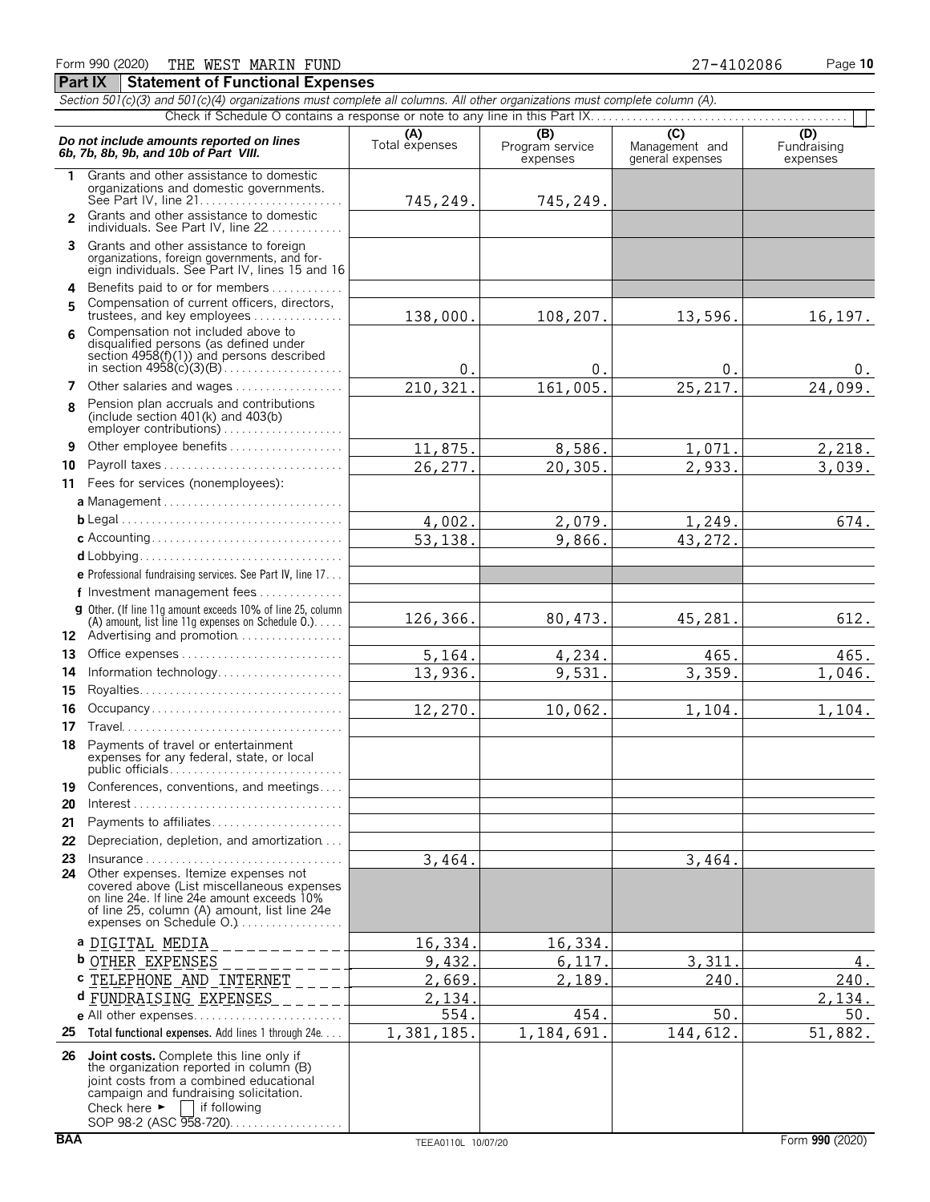Form 990 (2020) THE WEST MARIN FUND 27-4102086 Page 10

## Part IX Statement of Functional Expenses

*Section 501(c)(3) and 501(c)(4) organizations must complete all columns. All other organizations must complete column (A).*

Check if Schedule O contains a response or note to any line in this Part IX. [ ]

| *Do not include amounts reported on lines 6b, 7b, 8b, 9b, and 10b of Part VIII.* | (A) Total expenses | (B) Program service expenses | (C) Management and general expenses | (D) Fundraising expenses |
|---|---|---|---|---|
| 1 Grants and other assistance to domestic organizations and domestic governments. See Part IV, line 21 | 745,249. | 745,249. | | |
| 2 Grants and other assistance to domestic individuals. See Part IV, line 22 | | | | |
| 3 Grants and other assistance to foreign organizations, foreign governments, and foreign individuals. See Part IV, lines 15 and 16 | | | | |
| 4 Benefits paid to or for members | | | | |
| 5 Compensation of current officers, directors, trustees, and key employees | 138,000. | 108,207. | 13,596. | 16,197. |
| 6 Compensation not included above to disqualified persons (as defined under section 4958(f)(1)) and persons described in section 4958(c)(3)(B) | 0. | 0. | 0. | 0. |
| 7 Other salaries and wages | 210,321. | 161,005. | 25,217. | 24,099. |
| 8 Pension plan accruals and contributions (include section 401(k) and 403(b) employer contributions) | | | | |
| 9 Other employee benefits | 11,875. | 8,586. | 1,071. | 2,218. |
| 10 Payroll taxes | 26,277. | 20,305. | 2,933. | 3,039. |
| 11 Fees for services (nonemployees): | | | | |
| a Management | | | | |
| b Legal | 4,002. | 2,079. | 1,249. | 674. |
| c Accounting | 53,138. | 9,866. | 43,272. | |
| d Lobbying | | | | |
| e Professional fundraising services. See Part IV, line 17 | | | | |
| f Investment management fees | | | | |
| g Other. (If line 11g amount exceeds 10% of line 25, column (A) amount, list line 11g expenses on Schedule O.) | 126,366. | 80,473. | 45,281. | 612. |
| 12 Advertising and promotion | | | | |
| 13 Office expenses | 5,164. | 4,234. | 465. | 465. |
| 14 Information technology | 13,936. | 9,531. | 3,359. | 1,046. |
| 15 Royalties | | | | |
| 16 Occupancy | 12,270. | 10,062. | 1,104. | 1,104. |
| 17 Travel | | | | |
| 18 Payments of travel or entertainment expenses for any federal, state, or local public officials | | | | |
| 19 Conferences, conventions, and meetings | | | | |
| 20 Interest | | | | |
| 21 Payments to affiliates | | | | |
| 22 Depreciation, depletion, and amortization | | | | |
| 23 Insurance | 3,464. | | 3,464. | |
| 24 Other expenses. Itemize expenses not covered above (List miscellaneous expenses on line 24e. If line 24e amount exceeds 10% of line 25, column (A) amount, list line 24e expenses on Schedule O.) | | | | |
| a DIGITAL MEDIA | 16,334. | 16,334. | | |
| b OTHER EXPENSES | 9,432. | 6,117. | 3,311. | 4. |
| c TELEPHONE AND INTERNET | 2,669. | 2,189. | 240. | 240. |
| d FUNDRAISING EXPENSES | 2,134. | | | 2,134. |
| e All other expenses | 554. | 454. | 50. | 50. |
| 25 **Total functional expenses.** Add lines 1 through 24e | 1,381,185. | 1,184,691. | 144,612. | 51,882. |
| 26 **Joint costs.** Complete this line only if the organization reported in column (B) joint costs from a combined educational campaign and fundraising solicitation. Check here ► [ ] if following SOP 98-2 (ASC 958-720) | | | | |

BAA TEEA0110L 10/07/20 Form **990** (2020)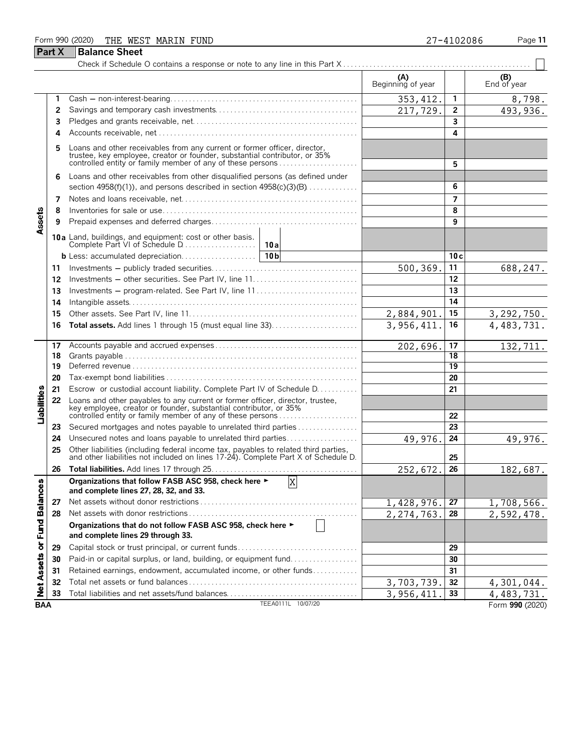Form 990 (2020) THE WEST MARIN FUND 27-4102086

## Part X Balance Sheet

Check if Schedule O contains a response or note to any line in this Part X . . . . ☐

| Section | Line | Description | (A) Beginning of year | | (B) End of year |
|---|---|---|---|---|---|
| Assets | 1 | Cash — non-interest-bearing | 353,412. | 1 | 8,798. |
| | 2 | Savings and temporary cash investments | 217,729. | 2 | 493,936. |
| | 3 | Pledges and grants receivable, net | | 3 | |
| | 4 | Accounts receivable, net | | 4 | |
| | 5 | Loans and other receivables from any current or former officer, director, trustee, key employee, creator or founder, substantial contributor, or 35% controlled entity or family member of any of these persons | | 5 | |
| | 6 | Loans and other receivables from other disqualified persons (as defined under section 4958(f)(1)), and persons described in section 4958(c)(3)(B) | | 6 | |
| | 7 | Notes and loans receivable, net | | 7 | |
| | 8 | Inventories for sale or use | | 8 | |
| | 9 | Prepaid expenses and deferred charges | | 9 | |
| | 10a | Land, buildings, and equipment: cost or other basis. Complete Part VI of Schedule D . . . 10a | | | |
| | b | Less: accumulated depreciation . . . 10b | | 10c | |
| | 11 | Investments — publicly traded securities | 500,369. | 11 | 688,247. |
| | 12 | Investments — other securities. See Part IV, line 11 | | 12 | |
| | 13 | Investments — program-related. See Part IV, line 11 | | 13 | |
| | 14 | Intangible assets | | 14 | |
| | 15 | Other assets. See Part IV, line 11 | 2,884,901. | 15 | 3,292,750. |
| | 16 | **Total assets.** Add lines 1 through 15 (must equal line 33) | 3,956,411. | 16 | 4,483,731. |
| Liabilities | 17 | Accounts payable and accrued expenses | 202,696. | 17 | 132,711. |
| | 18 | Grants payable | | 18 | |
| | 19 | Deferred revenue | | 19 | |
| | 20 | Tax-exempt bond liabilities | | 20 | |
| | 21 | Escrow or custodial account liability. Complete Part IV of Schedule D | | 21 | |
| | 22 | Loans and other payables to any current or former officer, director, trustee, key employee, creator or founder, substantial contributor, or 35% controlled entity or family member of any of these persons | | 22 | |
| | 23 | Secured mortgages and notes payable to unrelated third parties | | 23 | |
| | 24 | Unsecured notes and loans payable to unrelated third parties | 49,976. | 24 | 49,976. |
| | 25 | Other liabilities (including federal income tax, payables to related third parties, and other liabilities not included on lines 17-24). Complete Part X of Schedule D | | 25 | |
| | 26 | **Total liabilities.** Add lines 17 through 25 | 252,672. | 26 | 182,687. |
| Net Assets or Fund Balances | | **Organizations that follow FASB ASC 958, check here ► [X] and complete lines 27, 28, 32, and 33.** | | | |
| | 27 | Net assets without donor restrictions | 1,428,976. | 27 | 1,708,566. |
| | 28 | Net assets with donor restrictions | 2,274,763. | 28 | 2,592,478. |
| | | **Organizations that do not follow FASB ASC 958, check here ► [ ] and complete lines 29 through 33.** | | | |
| | 29 | Capital stock or trust principal, or current funds | | 29 | |
| | 30 | Paid-in or capital surplus, or land, building, or equipment fund | | 30 | |
| | 31 | Retained earnings, endowment, accumulated income, or other funds | | 31 | |
| | 32 | Total net assets or fund balances | 3,703,739. | 32 | 4,301,044. |
| | 33 | Total liabilities and net assets/fund balances | 3,956,411. | 33 | 4,483,731. |

BAA TEEA0111L 10/07/20 Form **990** (2020)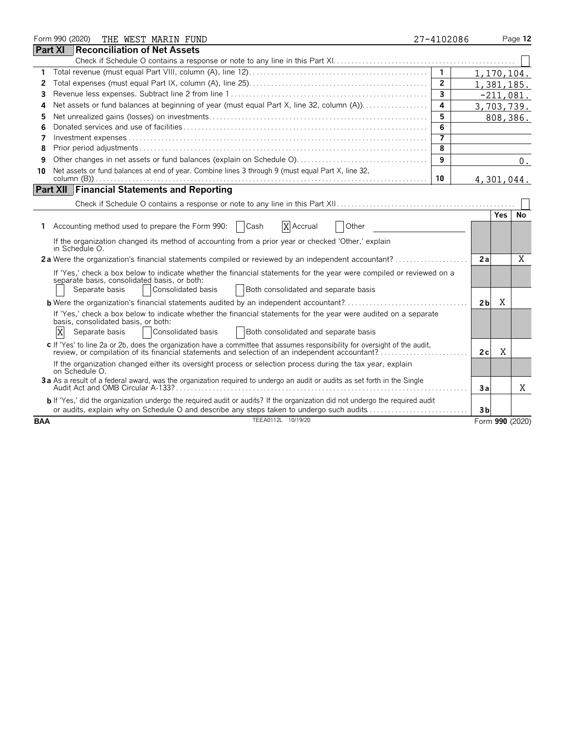Form 990 (2020) THE WEST MARIN FUND 27-4102086

## Part XI Reconciliation of Net Assets

Check if Schedule O contains a response or note to any line in this Part XI. [ ]

| | | Line | Amount |
|---|---|---|---|
| 1 | Total revenue (must equal Part VIII, column (A), line 12) | 1 | 1,170,104. |
| 2 | Total expenses (must equal Part IX, column (A), line 25) | 2 | 1,381,185. |
| 3 | Revenue less expenses. Subtract line 2 from line 1 | 3 | -211,081. |
| 4 | Net assets or fund balances at beginning of year (must equal Part X, line 32, column (A)) | 4 | 3,703,739. |
| 5 | Net unrealized gains (losses) on investments | 5 | 808,386. |
| 6 | Donated services and use of facilities | 6 | |
| 7 | Investment expenses | 7 | |
| 8 | Prior period adjustments | 8 | |
| 9 | Other changes in net assets or fund balances (explain on Schedule O) | 9 | 0. |
| 10 | Net assets or fund balances at end of year. Combine lines 3 through 9 (must equal Part X, line 32, column (B)) | 10 | 4,301,044. |

## Part XII Financial Statements and Reporting

Check if Schedule O contains a response or note to any line in this Part XII [ ]

| | | Line | Yes | No |
|---|---|---|---|---|
| 1 | Accounting method used to prepare the Form 990: [ ] Cash [X] Accrual [ ] Other<br>If the organization changed its method of accounting from a prior year or checked 'Other,' explain in Schedule O. | | | |
| 2a | Were the organization's financial statements compiled or reviewed by an independent accountant? | 2a | | X |
| | If 'Yes,' check a box below to indicate whether the financial statements for the year were compiled or reviewed on a separate basis, consolidated basis, or both:<br>[ ] Separate basis [ ] Consolidated basis [ ] Both consolidated and separate basis | | | |
| b | Were the organization's financial statements audited by an independent accountant? | 2b | X | |
| | If 'Yes,' check a box below to indicate whether the financial statements for the year were audited on a separate basis, consolidated basis, or both:<br>[X] Separate basis [ ] Consolidated basis [ ] Both consolidated and separate basis | | | |
| c | If 'Yes' to line 2a or 2b, does the organization have a committee that assumes responsibility for oversight of the audit, review, or compilation of its financial statements and selection of an independent accountant? | 2c | X | |
| | If the organization changed either its oversight process or selection process during the tax year, explain on Schedule O. | | | |
| 3a | As a result of a federal award, was the organization required to undergo an audit or audits as set forth in the Single Audit Act and OMB Circular A-133? | 3a | | X |
| b | If 'Yes,' did the organization undergo the required audit or audits? If the organization did not undergo the required audit or audits, explain why on Schedule O and describe any steps taken to undergo such audits | 3b | | |

BAA TEEA0112L 10/19/20 Form 990 (2020)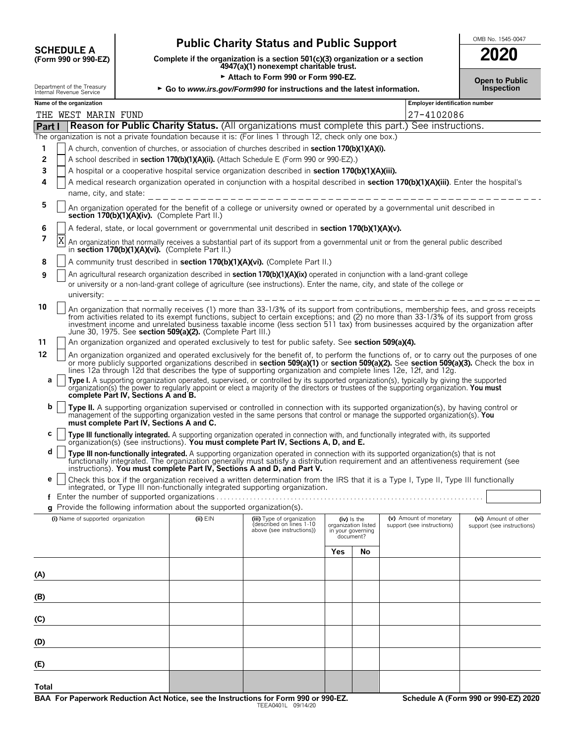**SCHEDULE A**
**(Form 990 or 990-EZ)**

Department of the Treasury
Internal Revenue Service

# Public Charity Status and Public Support

**Complete if the organization is a section 501(c)(3) organization or a section 4947(a)(1) nonexempt charitable trust.**

► **Attach to Form 990 or Form 990-EZ.**

► **Go to *www.irs.gov/Form990* for instructions and the latest information.**

OMB No. 1545-0047

**2020**

**Open to Public Inspection**

**Name of the organization:** THE WEST MARIN FUND

**Employer identification number:** 27-4102086

## Part I Reason for Public Charity Status. (All organizations must complete this part.) See instructions.

The organization is not a private foundation because it is: (For lines 1 through 12, check only one box.)

1. [ ] A church, convention of churches, or association of churches described in **section 170(b)(1)(A)(i).**
2. [ ] A school described in **section 170(b)(1)(A)(ii).** (Attach Schedule E (Form 990 or 990-EZ).)
3. [ ] A hospital or a cooperative hospital service organization described in **section 170(b)(1)(A)(iii).**
4. [ ] A medical research organization operated in conjunction with a hospital described in **section 170(b)(1)(A)(iii)**. Enter the hospital's name, city, and state:
5. [ ] An organization operated for the benefit of a college or university owned or operated by a governmental unit described in **section 170(b)(1)(A)(iv).** (Complete Part II.)
6. [ ] A federal, state, or local government or governmental unit described in **section 170(b)(1)(A)(v).**
7. [X] An organization that normally receives a substantial part of its support from a governmental unit or from the general public described in **section 170(b)(1)(A)(vi).** (Complete Part II.)
8. [ ] A community trust described in **section 170(b)(1)(A)(vi).** (Complete Part II.)
9. [ ] An agricultural research organization described in **section 170(b)(1)(A)(ix)** operated in conjunction with a land-grant college or university or a non-land-grant college of agriculture (see instructions). Enter the name, city, and state of the college or university:
10. [ ] An organization that normally receives (1) more than 33-1/3% of its support from contributions, membership fees, and gross receipts from activities related to its exempt functions, subject to certain exceptions; and (2) no more than 33-1/3% of its support from gross investment income and unrelated business taxable income (less section 511 tax) from businesses acquired by the organization after June 30, 1975. See **section 509(a)(2).** (Complete Part III.)
11. [ ] An organization organized and operated exclusively to test for public safety. See **section 509(a)(4).**
12. [ ] An organization organized and operated exclusively for the benefit of, to perform the functions of, or to carry out the purposes of one or more publicly supported organizations described in **section 509(a)(1)** or **section 509(a)(2).** See **section 509(a)(3).** Check the box in lines 12a through 12d that describes the type of supporting organization and complete lines 12e, 12f, and 12g.
   - **a** [ ] **Type I.** A supporting organization operated, supervised, or controlled by its supported organization(s), typically by giving the supported organization(s) the power to regularly appoint or elect a majority of the directors or trustees of the supporting organization. **You must complete Part IV, Sections A and B.**
   - **b** [ ] **Type II.** A supporting organization supervised or controlled in connection with its supported organization(s), by having control or management of the supporting organization vested in the same persons that control or manage the supported organization(s). **You must complete Part IV, Sections A and C.**
   - **c** [ ] **Type III functionally integrated.** A supporting organization operated in connection with, and functionally integrated with, its supported organization(s) (see instructions). **You must complete Part IV, Sections A, D, and E.**
   - **d** [ ] **Type III non-functionally integrated.** A supporting organization operated in connection with its supported organization(s) that is not functionally integrated. The organization generally must satisfy a distribution requirement and an attentiveness requirement (see instructions). **You must complete Part IV, Sections A and D, and Part V.**
   - **e** [ ] Check this box if the organization received a written determination from the IRS that it is a Type I, Type II, Type III functionally integrated, or Type III non-functionally integrated supporting organization.
   - **f** Enter the number of supported organizations
   - **g** Provide the following information about the supported organization(s).

| (i) Name of supported organization | (ii) EIN | (iii) Type of organization (described on lines 1-10 above (see instructions)) | (iv) Is the organization listed in your governing document? Yes | No | (v) Amount of monetary support (see instructions) | (vi) Amount of other support (see instructions) |
|---|---|---|---|---|---|---|
| (A) | | | | | | |
| (B) | | | | | | |
| (C) | | | | | | |
| (D) | | | | | | |
| (E) | | | | | | |
| Total | | | | | | |

**BAA For Paperwork Reduction Act Notice, see the Instructions for Form 990 or 990-EZ.** TEEA0401L 09/14/20 **Schedule A (Form 990 or 990-EZ) 2020**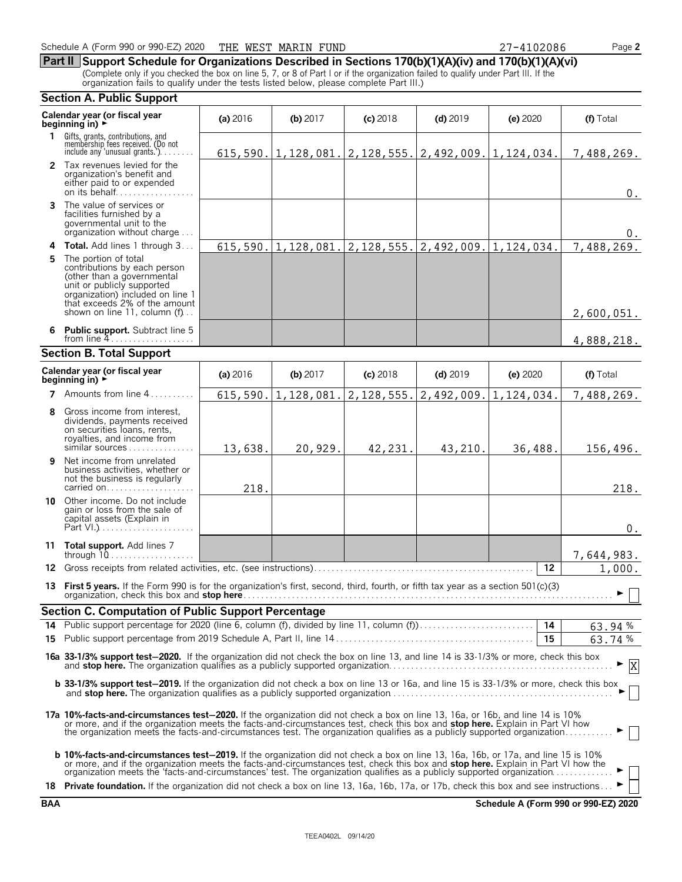Schedule A (Form 990 or 990-EZ) 2020 THE WEST MARIN FUND 27-4102086

## Part II Support Schedule for Organizations Described in Sections 170(b)(1)(A)(iv) and 170(b)(1)(A)(vi)

(Complete only if you checked the box on line 5, 7, or 8 of Part I or if the organization failed to qualify under Part III. If the organization fails to qualify under the tests listed below, please complete Part III.)

### Section A. Public Support

| Calendar year (or fiscal year beginning in) ► | (a) 2016 | (b) 2017 | (c) 2018 | (d) 2019 | (e) 2020 | (f) Total |
|---|---|---|---|---|---|---|
| 1 Gifts, grants, contributions, and membership fees received. (Do not include any 'unusual grants.') | 615,590. | 1,128,081. | 2,128,555. | 2,492,009. | 1,124,034. | 7,488,269. |
| 2 Tax revenues levied for the organization's benefit and either paid to or expended on its behalf | | | | | | 0. |
| 3 The value of services or facilities furnished by a governmental unit to the organization without charge | | | | | | 0. |
| 4 **Total.** Add lines 1 through 3 | 615,590. | 1,128,081. | 2,128,555. | 2,492,009. | 1,124,034. | 7,488,269. |
| 5 The portion of total contributions by each person (other than a governmental unit or publicly supported organization) included on line 1 that exceeds 2% of the amount shown on line 11, column (f) | | | | | | 2,600,051. |
| 6 **Public support.** Subtract line 5 from line 4 | | | | | | 4,888,218. |

### Section B. Total Support

| Calendar year (or fiscal year beginning in) ► | (a) 2016 | (b) 2017 | (c) 2018 | (d) 2019 | (e) 2020 | (f) Total |
|---|---|---|---|---|---|---|
| 7 Amounts from line 4 | 615,590. | 1,128,081. | 2,128,555. | 2,492,009. | 1,124,034. | 7,488,269. |
| 8 Gross income from interest, dividends, payments received on securities loans, rents, royalties, and income from similar sources | 13,638. | 20,929. | 42,231. | 43,210. | 36,488. | 156,496. |
| 9 Net income from unrelated business activities, whether or not the business is regularly carried on | 218. | | | | | 218. |
| 10 Other income. Do not include gain or loss from the sale of capital assets (Explain in Part VI.) | | | | | | 0. |
| 11 **Total support.** Add lines 7 through 10 | | | | | | 7,644,983. |

12 Gross receipts from related activities, etc. (see instructions) — 12 — 1,000.

13 **First 5 years.** If the Form 990 is for the organization's first, second, third, fourth, or fifth tax year as a section 501(c)(3) organization, check this box and **stop here** ► ☐

### Section C. Computation of Public Support Percentage

14 Public support percentage for 2020 (line 6, column (f), divided by line 11, column (f)) — 14 — 63.94 %

15 Public support percentage from 2019 Schedule A, Part II, line 14 — 15 — 63.74 %

**16a 33-1/3% support test–2020.** If the organization did not check the box on line 13, and line 14 is 33-1/3% or more, check this box and **stop here.** The organization qualifies as a publicly supported organization ► ☒

**b 33-1/3% support test–2019.** If the organization did not check a box on line 13 or 16a, and line 15 is 33-1/3% or more, check this box and **stop here.** The organization qualifies as a publicly supported organization ► ☐

**17a 10%-facts-and-circumstances test–2020.** If the organization did not check a box on line 13, 16a, or 16b, and line 14 is 10% or more, and if the organization meets the facts-and-circumstances test, check this box and **stop here.** Explain in Part VI how the organization meets the facts-and-circumstances test. The organization qualifies as a publicly supported organization ► ☐

**b 10%-facts-and-circumstances test–2019.** If the organization did not check a box on line 13, 16a, 16b, or 17a, and line 15 is 10% or more, and if the organization meets the facts-and-circumstances test, check this box and **stop here.** Explain in Part VI how the organization meets the 'facts-and-circumstances' test. The organization qualifies as a publicly supported organization ► ☐

**18 Private foundation.** If the organization did not check a box on line 13, 16a, 16b, 17a, or 17b, check this box and see instructions ► ☐

BAA Schedule A (Form 990 or 990-EZ) 2020

TEEA0402L 09/14/20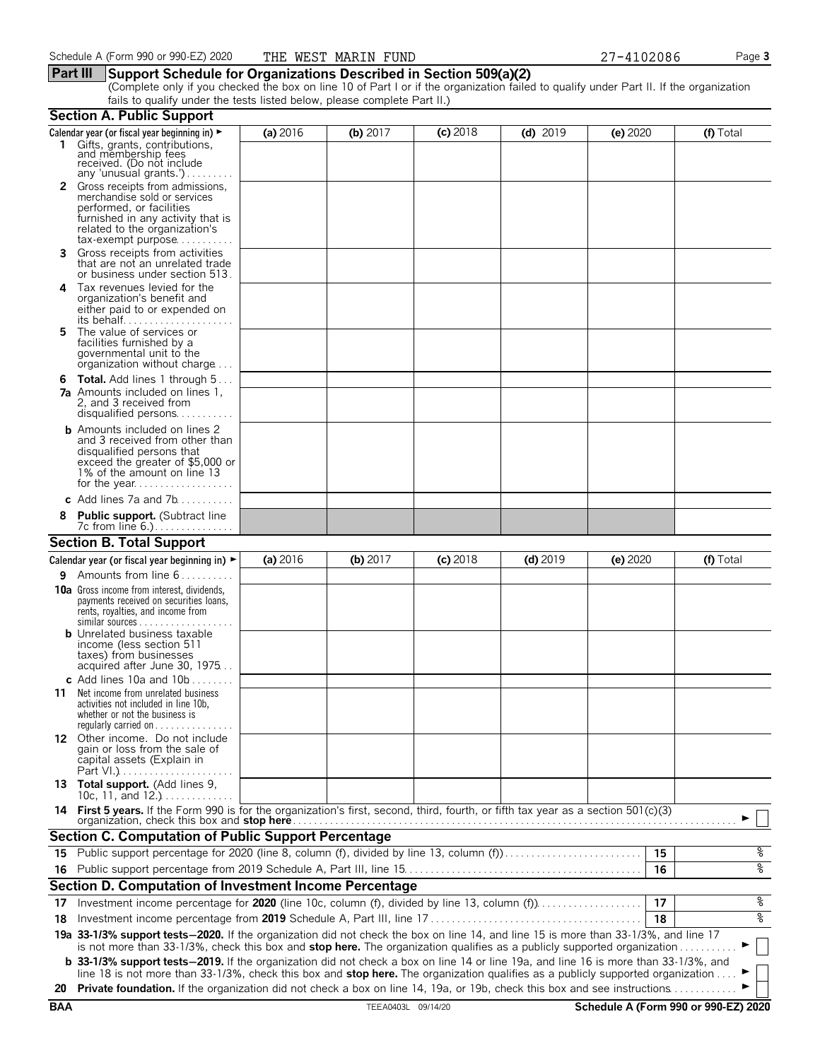Schedule A (Form 990 or 990-EZ) 2020 THE WEST MARIN FUND 27-4102086

## Part III Support Schedule for Organizations Described in Section 509(a)(2)

(Complete only if you checked the box on line 10 of Part I or if the organization failed to qualify under Part II. If the organization fails to qualify under the tests listed below, please complete Part II.)

### Section A. Public Support

| Calendar year (or fiscal year beginning in) ► | (a) 2016 | (b) 2017 | (c) 2018 | (d) 2019 | (e) 2020 | (f) Total |
|---|---|---|---|---|---|---|
| **1** Gifts, grants, contributions, and membership fees received. (Do not include any 'unusual grants.') | | | | | | |
| **2** Gross receipts from admissions, merchandise sold or services performed, or facilities furnished in any activity that is related to the organization's tax-exempt purpose | | | | | | |
| **3** Gross receipts from activities that are not an unrelated trade or business under section 513 | | | | | | |
| **4** Tax revenues levied for the organization's benefit and either paid to or expended on its behalf | | | | | | |
| **5** The value of services or facilities furnished by a governmental unit to the organization without charge | | | | | | |
| **6** **Total.** Add lines 1 through 5 | | | | | | |
| **7a** Amounts included on lines 1, 2, and 3 received from disqualified persons | | | | | | |
| **b** Amounts included on lines 2 and 3 received from other than disqualified persons that exceed the greater of $5,000 or 1% of the amount on line 13 for the year | | | | | | |
| **c** Add lines 7a and 7b | | | | | | |
| **8** **Public support.** (Subtract line 7c from line 6.) | | | | | | |

### Section B. Total Support

| Calendar year (or fiscal year beginning in) ► | (a) 2016 | (b) 2017 | (c) 2018 | (d) 2019 | (e) 2020 | (f) Total |
|---|---|---|---|---|---|---|
| **9** Amounts from line 6 | | | | | | |
| **10a** Gross income from interest, dividends, payments received on securities loans, rents, royalties, and income from similar sources | | | | | | |
| **b** Unrelated business taxable income (less section 511 taxes) from businesses acquired after June 30, 1975 | | | | | | |
| **c** Add lines 10a and 10b | | | | | | |
| **11** Net income from unrelated business activities not included in line 10b, whether or not the business is regularly carried on | | | | | | |
| **12** Other income. Do not include gain or loss from the sale of capital assets (Explain in Part VI.) | | | | | | |
| **13** **Total support.** (Add lines 9, 10c, 11, and 12.) | | | | | | |

**14** **First 5 years.** If the Form 990 is for the organization's first, second, third, fourth, or fifth tax year as a section 501(c)(3) organization, check this box and **stop here** ► ☐

### Section C. Computation of Public Support Percentage

| | | | |
|---|---|---|---|
| **15** | Public support percentage for 2020 (line 8, column (f), divided by line 13, column (f)) | **15** | % |
| **16** | Public support percentage from 2019 Schedule A, Part III, line 15 | **16** | % |

### Section D. Computation of Investment Income Percentage

| | | | |
|---|---|---|---|
| **17** | Investment income percentage for **2020** (line 10c, column (f), divided by line 13, column (f)) | **17** | % |
| **18** | Investment income percentage from **2019** Schedule A, Part III, line 17 | **18** | % |

**19a** **33-1/3% support tests—2020.** If the organization did not check the box on line 14, and line 15 is more than 33-1/3%, and line 17 is not more than 33-1/3%, check this box and **stop here.** The organization qualifies as a publicly supported organization ► ☐

**b** **33-1/3% support tests—2019.** If the organization did not check a box on line 14 or line 19a, and line 16 is more than 33-1/3%, and line 18 is not more than 33-1/3%, check this box and **stop here.** The organization qualifies as a publicly supported organization ► ☐

**20** **Private foundation.** If the organization did not check a box on line 14, 19a, or 19b, check this box and see instructions ► ☐

BAA TEEA0403L 09/14/20 Schedule A (Form 990 or 990-EZ) 2020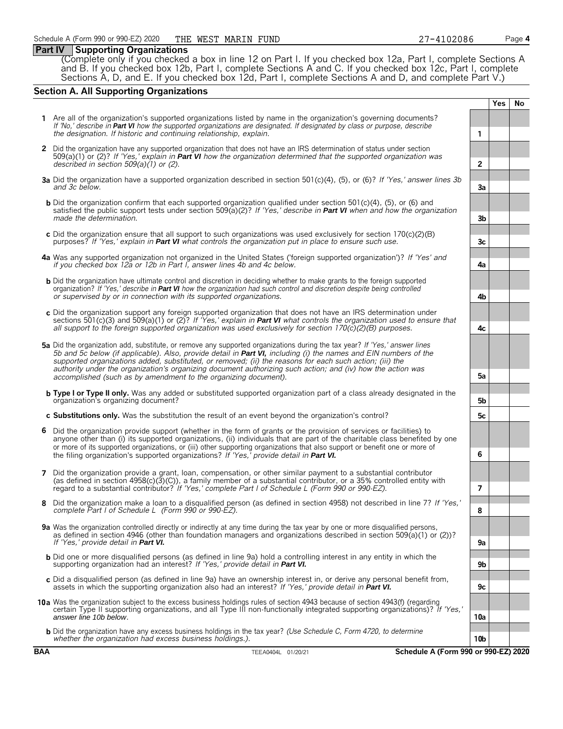## Part IV Supporting Organizations

(Complete only if you checked a box in line 12 on Part I. If you checked box 12a, Part I, complete Sections A and B. If you checked box 12b, Part I, complete Sections A and C. If you checked box 12c, Part I, complete Sections A, D, and E. If you checked box 12d, Part I, complete Sections A and D, and complete Part V.)

### Section A. All Supporting Organizations

| | | Yes | No |
|---|---|---|---|
| **1** Are all of the organization's supported organizations listed by name in the organization's governing documents? *If 'No,' describe in **Part VI** how the supported organizations are designated. If designated by class or purpose, describe the designation. If historic and continuing relationship, explain.* | 1 | | |
| **2** Did the organization have any supported organization that does not have an IRS determination of status under section 509(a)(1) or (2)? *If 'Yes,' explain in **Part VI** how the organization determined that the supported organization was described in section 509(a)(1) or (2).* | 2 | | |
| **3a** Did the organization have a supported organization described in section 501(c)(4), (5), or (6)? *If 'Yes,' answer lines 3b and 3c below.* | 3a | | |
| **b** Did the organization confirm that each supported organization qualified under section 501(c)(4), (5), or (6) and satisfied the public support tests under section 509(a)(2)? *If 'Yes,' describe in **Part VI** when and how the organization made the determination.* | 3b | | |
| **c** Did the organization ensure that all support to such organizations was used exclusively for section 170(c)(2)(B) purposes? *If 'Yes,' explain in **Part VI** what controls the organization put in place to ensure such use.* | 3c | | |
| **4a** Was any supported organization not organized in the United States ('foreign supported organization')? *If 'Yes' and if you checked box 12a or 12b in Part I, answer lines 4b and 4c below.* | 4a | | |
| **b** Did the organization have ultimate control and discretion in deciding whether to make grants to the foreign supported organization? *If 'Yes,' describe in **Part VI** how the organization had such control and discretion despite being controlled or supervised by or in connection with its supported organizations.* | 4b | | |
| **c** Did the organization support any foreign supported organization that does not have an IRS determination under sections 501(c)(3) and 509(a)(1) or (2)? *If 'Yes,' explain in **Part VI** what controls the organization used to ensure that all support to the foreign supported organization was used exclusively for section 170(c)(2)(B) purposes.* | 4c | | |
| **5a** Did the organization add, substitute, or remove any supported organizations during the tax year? *If 'Yes,' answer lines 5b and 5c below (if applicable). Also, provide detail in **Part VI,** including (i) the names and EIN numbers of the supported organizations added, substituted, or removed; (ii) the reasons for each such action; (iii) the authority under the organization's organizing document authorizing such action; and (iv) how the action was accomplished (such as by amendment to the organizing document).* | 5a | | |
| **b Type I or Type II only.** Was any added or substituted supported organization part of a class already designated in the organization's organizing document? | 5b | | |
| **c Substitutions only.** Was the substitution the result of an event beyond the organization's control? | 5c | | |
| **6** Did the organization provide support (whether in the form of grants or the provision of services or facilities) to anyone other than (i) its supported organizations, (ii) individuals that are part of the charitable class benefited by one or more of its supported organizations, or (iii) other supporting organizations that also support or benefit one or more of the filing organization's supported organizations? *If 'Yes,' provide detail in **Part VI.*** | 6 | | |
| **7** Did the organization provide a grant, loan, compensation, or other similar payment to a substantial contributor (as defined in section 4958(c)(3)(C)), a family member of a substantial contributor, or a 35% controlled entity with regard to a substantial contributor? *If 'Yes,' complete Part I of Schedule L (Form 990 or 990-EZ).* | 7 | | |
| **8** Did the organization make a loan to a disqualified person (as defined in section 4958) not described in line 7? *If 'Yes,' complete Part I of Schedule L (Form 990 or 990-EZ).* | 8 | | |
| **9a** Was the organization controlled directly or indirectly at any time during the tax year by one or more disqualified persons, as defined in section 4946 (other than foundation managers and organizations described in section 509(a)(1) or (2))? *If 'Yes,' provide detail in **Part VI.*** | 9a | | |
| **b** Did one or more disqualified persons (as defined in line 9a) hold a controlling interest in any entity in which the supporting organization had an interest? *If 'Yes,' provide detail in **Part VI.*** | 9b | | |
| **c** Did a disqualified person (as defined in line 9a) have an ownership interest in, or derive any personal benefit from, assets in which the supporting organization also had an interest? *If 'Yes,' provide detail in **Part VI.*** | 9c | | |
| **10a** Was the organization subject to the excess business holdings rules of section 4943 because of section 4943(f) (regarding certain Type II supporting organizations, and all Type III non-functionally integrated supporting organizations)? *If 'Yes,' answer line 10b below.* | 10a | | |
| **b** Did the organization have any excess business holdings in the tax year? *(Use Schedule C, Form 4720, to determine whether the organization had excess business holdings.).* | 10b | | |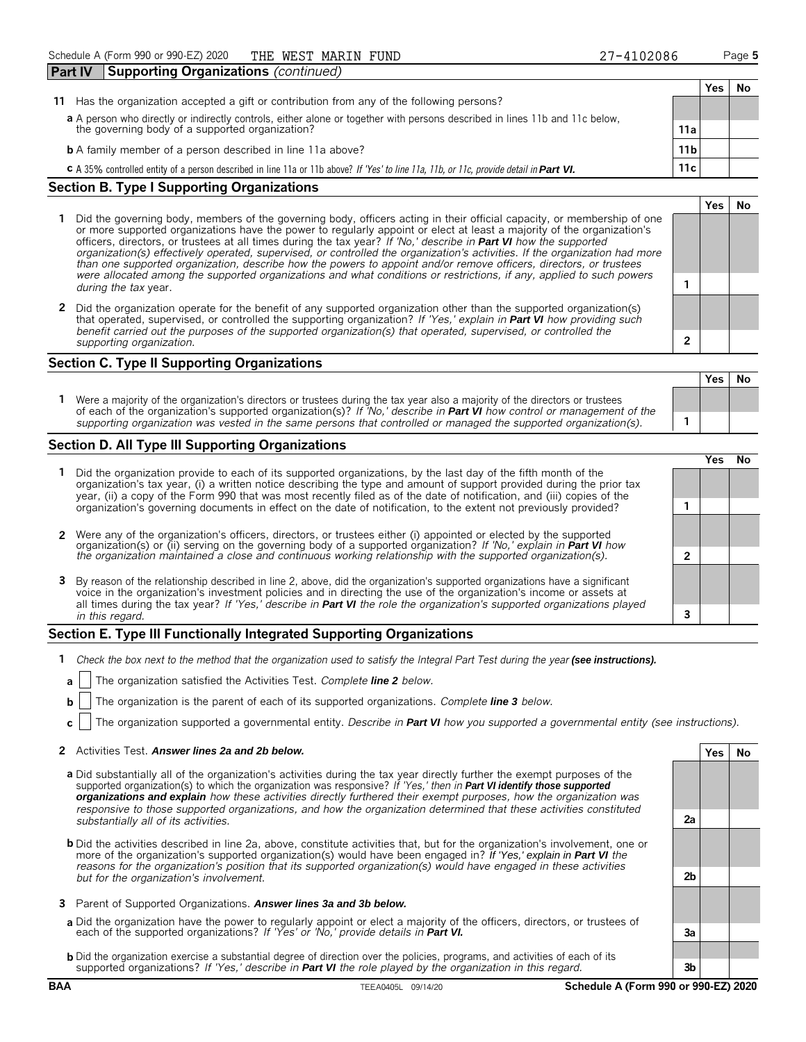Schedule A (Form 990 or 990-EZ) 2020 THE WEST MARIN FUND 27-4102086

## Part IV Supporting Organizations *(continued)*

| | | Yes | No |
|---|---|---|---|
| **11** Has the organization accepted a gift or contribution from any of the following persons? | | | |
| **a** A person who directly or indirectly controls, either alone or together with persons described in lines 11b and 11c below, the governing body of a supported organization? | **11a** | | |
| **b** A family member of a person described in line 11a above? | **11b** | | |
| **c** A 35% controlled entity of a person described in line 11a or 11b above? *If 'Yes' to line 11a, 11b, or 11c, provide detail in* ***Part VI.*** | **11c** | | |

### Section B. Type I Supporting Organizations

| | | Yes | No |
|---|---|---|---|
| **1** Did the governing body, members of the governing body, officers acting in their official capacity, or membership of one or more supported organizations have the power to regularly appoint or elect at least a majority of the organization's officers, directors, or trustees at all times during the tax year? *If 'No,' describe in* ***Part VI*** *how the supported organization(s) effectively operated, supervised, or controlled the organization's activities. If the organization had more than one supported organization, describe how the powers to appoint and/or remove officers, directors, or trustees were allocated among the supported organizations and what conditions or restrictions, if any, applied to such powers during the tax* year. | **1** | | |
| **2** Did the organization operate for the benefit of any supported organization other than the supported organization(s) that operated, supervised, or controlled the supporting organization? *If 'Yes,' explain in* ***Part VI*** *how providing such benefit carried out the purposes of the supported organization(s) that operated, supervised, or controlled the supporting organization.* | **2** | | |

### Section C. Type II Supporting Organizations

| | | Yes | No |
|---|---|---|---|
| **1** Were a majority of the organization's directors or trustees during the tax year also a majority of the directors or trustees of each of the organization's supported organization(s)? *If 'No,' describe in* ***Part VI*** *how control or management of the supporting organization was vested in the same persons that controlled or managed the supported organization(s).* | **1** | | |

### Section D. All Type III Supporting Organizations

| | | Yes | No |
|---|---|---|---|
| **1** Did the organization provide to each of its supported organizations, by the last day of the fifth month of the organization's tax year, (i) a written notice describing the type and amount of support provided during the prior tax year, (ii) a copy of the Form 990 that was most recently filed as of the date of notification, and (iii) copies of the organization's governing documents in effect on the date of notification, to the extent not previously provided? | **1** | | |
| **2** Were any of the organization's officers, directors, or trustees either (i) appointed or elected by the supported organization(s) or (ii) serving on the governing body of a supported organization? *If 'No,' explain in* ***Part VI*** *how the organization maintained a close and continuous working relationship with the supported organization(s).* | **2** | | |
| **3** By reason of the relationship described in line 2, above, did the organization's supported organizations have a significant voice in the organization's investment policies and in directing the use of the organization's income or assets at all times during the tax year? *If 'Yes,' describe in* ***Part VI*** *the role the organization's supported organizations played in this regard.* | **3** | | |

### Section E. Type III Functionally Integrated Supporting Organizations

**1** *Check the box next to the method that the organization used to satisfy the Integral Part Test during the year* ***(see instructions).***

**a** ☐ The organization satisfied the Activities Test. *Complete* ***line 2*** *below.*

**b** ☐ The organization is the parent of each of its supported organizations. *Complete* ***line 3*** *below.*

**c** ☐ The organization supported a governmental entity. *Describe in* ***Part VI*** *how you supported a governmental entity (see instructions).*

| | | Yes | No |
|---|---|---|---|
| **2** Activities Test. ***Answer lines 2a and 2b below.*** | | | |
| **a** Did substantially all of the organization's activities during the tax year directly further the exempt purposes of the supported organization(s) to which the organization was responsive? *If 'Yes,' then in* ***Part VI identify those supported organizations and explain*** *how these activities directly furthered their exempt purposes, how the organization was responsive to those supported organizations, and how the organization determined that these activities constituted substantially all of its activities.* | **2a** | | |
| **b** Did the activities described in line 2a, above, constitute activities that, but for the organization's involvement, one or more of the organization's supported organization(s) would have been engaged in? *If 'Yes,' explain in* ***Part VI*** *the reasons for the organization's position that its supported organization(s) would have engaged in these activities but for the organization's involvement.* | **2b** | | |
| **3** Parent of Supported Organizations. ***Answer lines 3a and 3b below.*** | | | |
| **a** Did the organization have the power to regularly appoint or elect a majority of the officers, directors, or trustees of each of the supported organizations? *If 'Yes' or 'No,' provide details in* ***Part VI.*** | **3a** | | |
| **b** Did the organization exercise a substantial degree of direction over the policies, programs, and activities of each of its supported organizations? *If 'Yes,' describe in* ***Part VI*** *the role played by the organization in this regard.* | **3b** | | |

BAA TEEA0405L 09/14/20 Schedule A (Form 990 or 990-EZ) 2020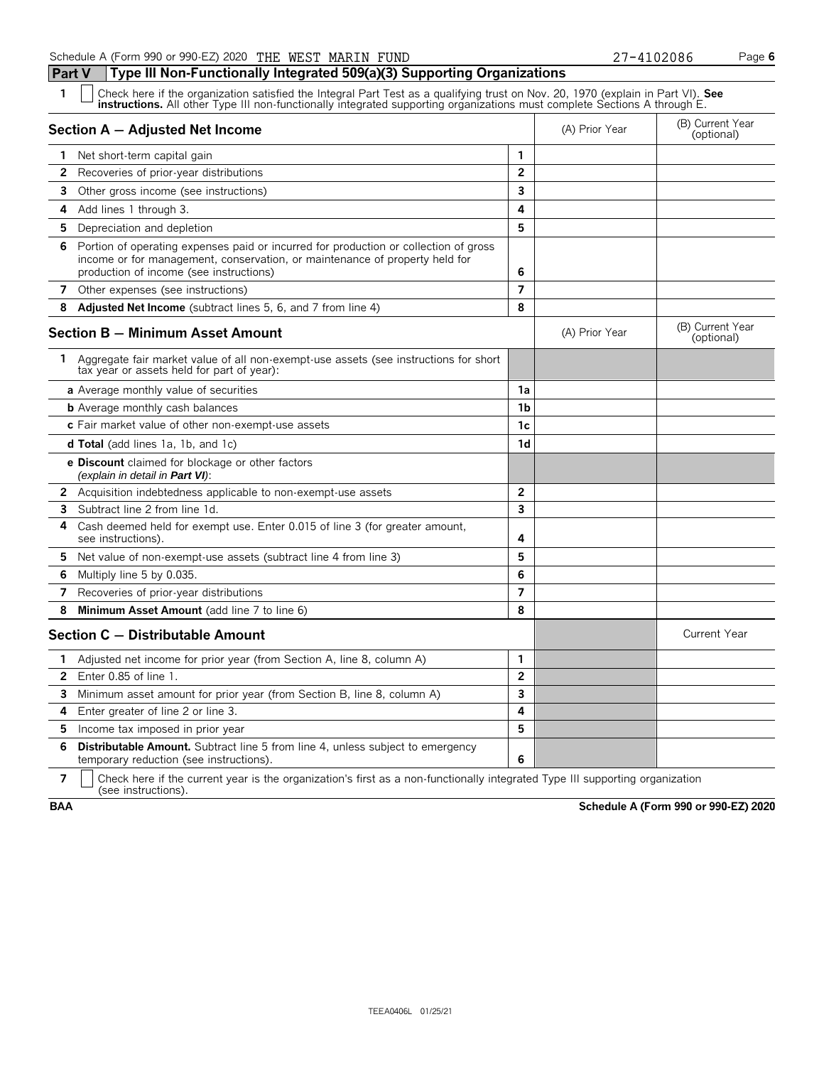Schedule A (Form 990 or 990-EZ) 2020 THE WEST MARIN FUND 27-4102086

## Part V Type III Non-Functionally Integrated 509(a)(3) Supporting Organizations

**1** ☐ Check here if the organization satisfied the Integral Part Test as a qualifying trust on Nov. 20, 1970 (explain in Part VI). **See instructions.** All other Type III non-functionally integrated supporting organizations must complete Sections A through E.

| **Section A — Adjusted Net Income** | | (A) Prior Year | (B) Current Year (optional) |
|---|---|---|---|
| **1** Net short-term capital gain | 1 | | |
| **2** Recoveries of prior-year distributions | 2 | | |
| **3** Other gross income (see instructions) | 3 | | |
| **4** Add lines 1 through 3. | 4 | | |
| **5** Depreciation and depletion | 5 | | |
| **6** Portion of operating expenses paid or incurred for production or collection of gross income or for management, conservation, or maintenance of property held for production of income (see instructions) | 6 | | |
| **7** Other expenses (see instructions) | 7 | | |
| **8** **Adjusted Net Income** (subtract lines 5, 6, and 7 from line 4) | 8 | | |

| **Section B — Minimum Asset Amount** | | (A) Prior Year | (B) Current Year (optional) |
|---|---|---|---|
| **1** Aggregate fair market value of all non-exempt-use assets (see instructions for short tax year or assets held for part of year): | | | |
| **a** Average monthly value of securities | 1a | | |
| **b** Average monthly cash balances | 1b | | |
| **c** Fair market value of other non-exempt-use assets | 1c | | |
| **d Total** (add lines 1a, 1b, and 1c) | 1d | | |
| **e Discount** claimed for blockage or other factors *(explain in detail in **Part VI**)*: | | | |
| **2** Acquisition indebtedness applicable to non-exempt-use assets | 2 | | |
| **3** Subtract line 2 from line 1d. | 3 | | |
| **4** Cash deemed held for exempt use. Enter 0.015 of line 3 (for greater amount, see instructions). | 4 | | |
| **5** Net value of non-exempt-use assets (subtract line 4 from line 3) | 5 | | |
| **6** Multiply line 5 by 0.035. | 6 | | |
| **7** Recoveries of prior-year distributions | 7 | | |
| **8** **Minimum Asset Amount** (add line 7 to line 6) | 8 | | |

| **Section C — Distributable Amount** | | | Current Year |
|---|---|---|---|
| **1** Adjusted net income for prior year (from Section A, line 8, column A) | 1 | | |
| **2** Enter 0.85 of line 1. | 2 | | |
| **3** Minimum asset amount for prior year (from Section B, line 8, column A) | 3 | | |
| **4** Enter greater of line 2 or line 3. | 4 | | |
| **5** Income tax imposed in prior year | 5 | | |
| **6** **Distributable Amount.** Subtract line 5 from line 4, unless subject to emergency temporary reduction (see instructions). | 6 | | |

**7** ☐ Check here if the current year is the organization's first as a non-functionally integrated Type III supporting organization (see instructions).

**BAA** **Schedule A (Form 990 or 990-EZ) 2020**

TEEA0406L 01/25/21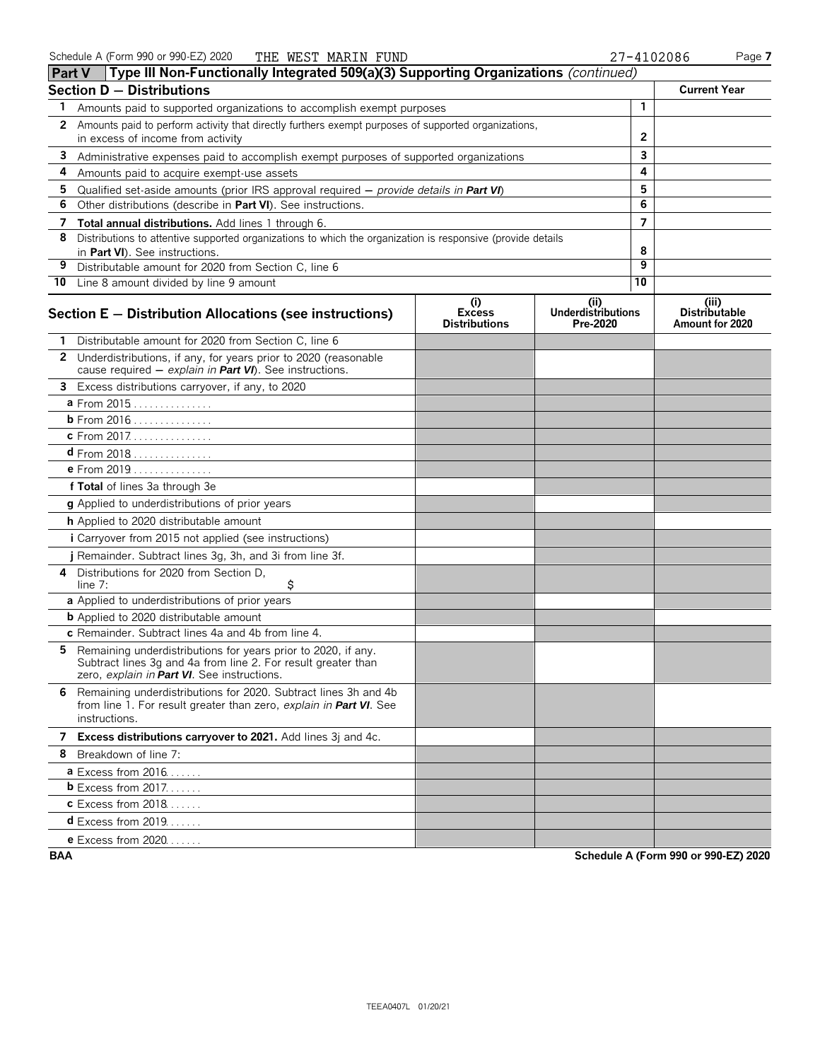Schedule A (Form 990 or 990-EZ) 2020 THE WEST MARIN FUND 27-4102086

## Part V Type III Non-Functionally Integrated 509(a)(3) Supporting Organizations *(continued)*

| **Section D — Distributions** | | **Current Year** |
|---|---|---|
| 1 Amounts paid to supported organizations to accomplish exempt purposes | 1 | |
| 2 Amounts paid to perform activity that directly furthers exempt purposes of supported organizations, in excess of income from activity | 2 | |
| 3 Administrative expenses paid to accomplish exempt purposes of supported organizations | 3 | |
| 4 Amounts paid to acquire exempt-use assets | 4 | |
| 5 Qualified set-aside amounts (prior IRS approval required — *provide details in* **Part VI**) | 5 | |
| 6 Other distributions (describe in **Part VI**). See instructions. | 6 | |
| 7 **Total annual distributions.** Add lines 1 through 6. | 7 | |
| 8 Distributions to attentive supported organizations to which the organization is responsive (provide details in **Part VI**). See instructions. | 8 | |
| 9 Distributable amount for 2020 from Section C, line 6 | 9 | |
| 10 Line 8 amount divided by line 9 amount | 10 | |

| **Section E — Distribution Allocations (see instructions)** | (i) Excess Distributions | (ii) Underdistributions Pre-2020 | (iii) Distributable Amount for 2020 |
|---|---|---|---|
| 1 Distributable amount for 2020 from Section C, line 6 | | | |
| 2 Underdistributions, if any, for years prior to 2020 (reasonable cause required — *explain in* **Part VI**). See instructions. | | | |
| 3 Excess distributions carryover, if any, to 2020 | | | |
| a From 2015 | | | |
| b From 2016 | | | |
| c From 2017 | | | |
| d From 2018 | | | |
| e From 2019 | | | |
| f **Total** of lines 3a through 3e | | | |
| g Applied to underdistributions of prior years | | | |
| h Applied to 2020 distributable amount | | | |
| i Carryover from 2015 not applied (see instructions) | | | |
| j Remainder. Subtract lines 3g, 3h, and 3i from line 3f. | | | |
| 4 Distributions for 2020 from Section D, line 7: $ | | | |
| a Applied to underdistributions of prior years | | | |
| b Applied to 2020 distributable amount | | | |
| c Remainder. Subtract lines 4a and 4b from line 4. | | | |
| 5 Remaining underdistributions for years prior to 2020, if any. Subtract lines 3g and 4a from line 2. For result greater than zero, *explain in* **Part VI**. See instructions. | | | |
| 6 Remaining underdistributions for 2020. Subtract lines 3h and 4b from line 1. For result greater than zero, *explain in* **Part VI**. See instructions. | | | |
| 7 **Excess distributions carryover to 2021.** Add lines 3j and 4c. | | | |
| 8 Breakdown of line 7: | | | |
| a Excess from 2016 | | | |
| b Excess from 2017 | | | |
| c Excess from 2018 | | | |
| d Excess from 2019 | | | |
| e Excess from 2020 | | | |

BAA Schedule A (Form 990 or 990-EZ) 2020

TEEA0407L 01/20/21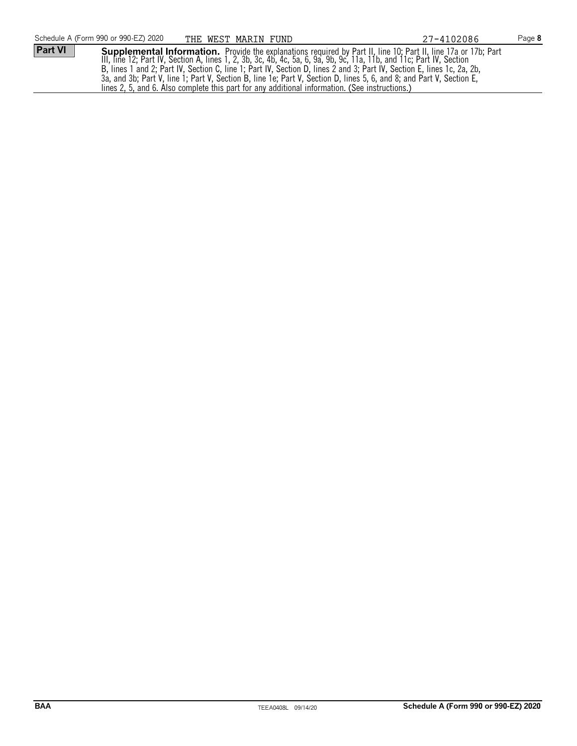Schedule A (Form 990 or 990-EZ) 2020 THE WEST MARIN FUND 27-4102086

**Part VI** **Supplemental Information.** Provide the explanations required by Part II, line 10; Part II, line 17a or 17b; Part III, line 12; Part IV, Section A, lines 1, 2, 3b, 3c, 4b, 4c, 5a, 6, 9a, 9b, 9c, 11a, 11b, and 11c; Part IV, Section B, lines 1 and 2; Part IV, Section C, line 1; Part IV, Section D, lines 2 and 3; Part IV, Section E, lines 1c, 2a, 2b, 3a, and 3b; Part V, line 1; Part V, Section B, line 1e; Part V, Section D, lines 5, 6, and 8; and Part V, Section E, lines 2, 5, and 6. Also complete this part for any additional information. (See instructions.)

BAA TEEA0408L 09/14/20 **Schedule A (Form 990 or 990-EZ) 2020**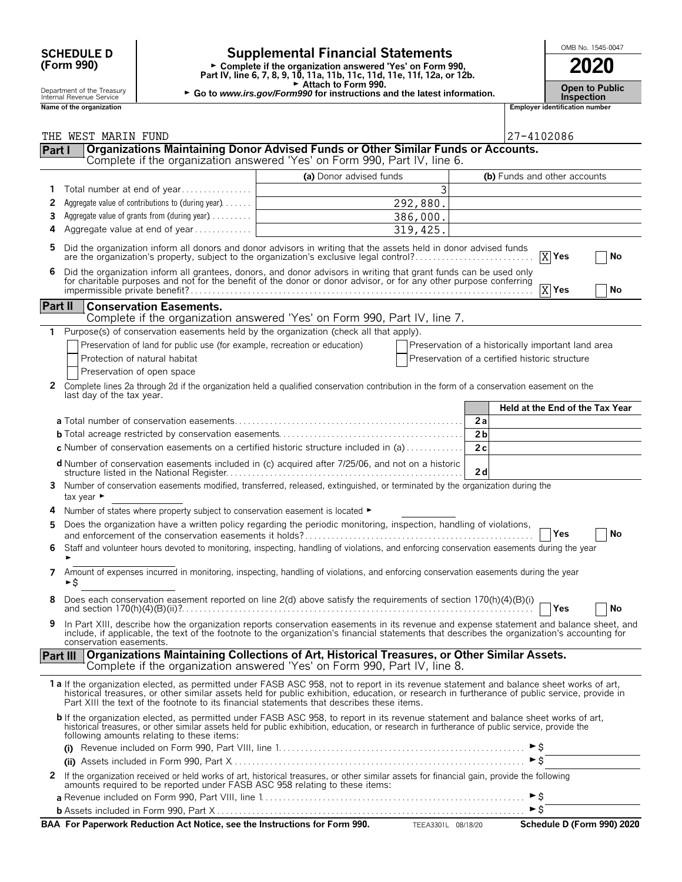# SCHEDULE D (Form 990)

# Supplemental Financial Statements

► Complete if the organization answered 'Yes' on Form 990, Part IV, line 6, 7, 8, 9, 10, 11a, 11b, 11c, 11d, 11e, 11f, 12a, or 12b.

► Attach to Form 990.

► Go to *www.irs.gov/Form990* for instructions and the latest information.

Department of the Treasury Internal Revenue Service

OMB No. 1545-0047

**2020**

**Open to Public Inspection**

**Name of the organization:** THE WEST MARIN FUND

**Employer identification number:** 27-4102086

## Part I Organizations Maintaining Donor Advised Funds or Other Similar Funds or Accounts.

Complete if the organization answered 'Yes' on Form 990, Part IV, line 6.

| | | (a) Donor advised funds | (b) Funds and other accounts |
|---|---|---|---|
| 1 | Total number at end of year | 3 | |
| 2 | Aggregate value of contributions to (during year) | 292,880. | |
| 3 | Aggregate value of grants from (during year) | 386,000. | |
| 4 | Aggregate value at end of year | 319,425. | |

5 Did the organization inform all donors and donor advisors in writing that the assets held in donor advised funds are the organization's property, subject to the organization's exclusive legal control? [X] Yes [ ] No

6 Did the organization inform all grantees, donors, and donor advisors in writing that grant funds can be used only for charitable purposes and not for the benefit of the donor or donor advisor, or for any other purpose conferring impermissible private benefit? [X] Yes [ ] No

## Part II Conservation Easements.

Complete if the organization answered 'Yes' on Form 990, Part IV, line 7.

1 Purpose(s) of conservation easements held by the organization (check all that apply).

- [ ] Preservation of land for public use (for example, recreation or education)
- [ ] Protection of natural habitat
- [ ] Preservation of open space
- [ ] Preservation of a historically important land area
- [ ] Preservation of a certified historic structure

2 Complete lines 2a through 2d if the organization held a qualified conservation contribution in the form of a conservation easement on the last day of the tax year.

| | | | Held at the End of the Tax Year |
|---|---|---|---|
| a | Total number of conservation easements | 2a | |
| b | Total acreage restricted by conservation easements | 2b | |
| c | Number of conservation easements on a certified historic structure included in (a) | 2c | |
| d | Number of conservation easements included in (c) acquired after 7/25/06, and not on a historic structure listed in the National Register | 2d | |

3 Number of conservation easements modified, transferred, released, extinguished, or terminated by the organization during the tax year ►

4 Number of states where property subject to conservation easement is located ►

5 Does the organization have a written policy regarding the periodic monitoring, inspection, handling of violations, and enforcement of the conservation easements it holds? [ ] Yes [ ] No

6 Staff and volunteer hours devoted to monitoring, inspecting, handling of violations, and enforcing conservation easements during the year ►

7 Amount of expenses incurred in monitoring, inspecting, handling of violations, and enforcing conservation easements during the year ►$

8 Does each conservation easement reported on line 2(d) above satisfy the requirements of section 170(h)(4)(B)(i) and section 170(h)(4)(B)(ii)? [ ] Yes [ ] No

9 In Part XIII, describe how the organization reports conservation easements in its revenue and expense statement and balance sheet, and include, if applicable, the text of the footnote to the organization's financial statements that describes the organization's accounting for conservation easements.

## Part III Organizations Maintaining Collections of Art, Historical Treasures, or Other Similar Assets.

Complete if the organization answered 'Yes' on Form 990, Part IV, line 8.

1a If the organization elected, as permitted under FASB ASC 958, not to report in its revenue statement and balance sheet works of art, historical treasures, or other similar assets held for public exhibition, education, or research in furtherance of public service, provide in Part XIII the text of the footnote to its financial statements that describes these items.

b If the organization elected, as permitted under FASB ASC 958, to report in its revenue statement and balance sheet works of art, historical treasures, or other similar assets held for public exhibition, education, or research in furtherance of public service, provide the following amounts relating to these items:

(i) Revenue included on Form 990, Part VIII, line 1 ►$

(ii) Assets included in Form 990, Part X ►$

2 If the organization received or held works of art, historical treasures, or other similar assets for financial gain, provide the following amounts required to be reported under FASB ASC 958 relating to these items:

a Revenue included on Form 990, Part VIII, line 1 ►$

b Assets included in Form 990, Part X ►$

BAA For Paperwork Reduction Act Notice, see the Instructions for Form 990. TEEA3301L 08/18/20 Schedule D (Form 990) 2020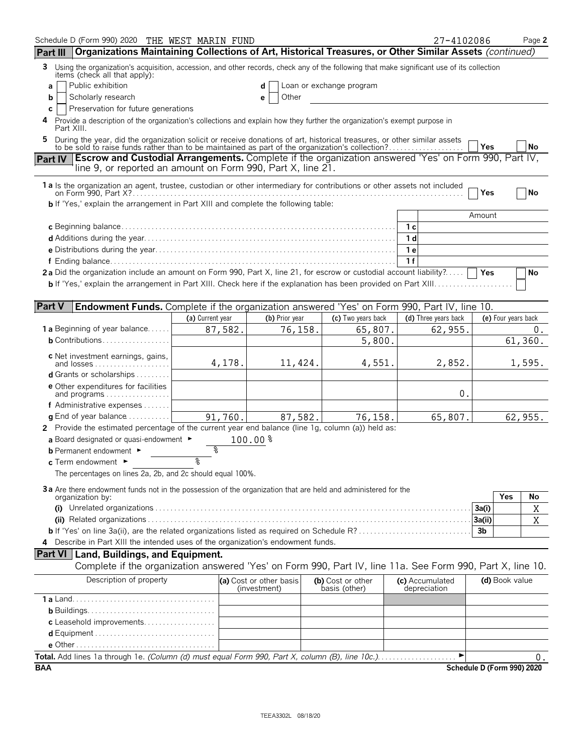Schedule D (Form 990) 2020 THE WEST MARIN FUND 27-4102086 Page 2

## Part III Organizations Maintaining Collections of Art, Historical Treasures, or Other Similar Assets *(continued)*

**3** Using the organization's acquisition, accession, and other records, check any of the following that make significant use of its collection items (check all that apply):

- **a** [ ] Public exhibition
- **b** [ ] Scholarly research
- **c** [ ] Preservation for future generations
- **d** [ ] Loan or exchange program
- **e** [ ] Other

**4** Provide a description of the organization's collections and explain how they further the organization's exempt purpose in Part XIII.

**5** During the year, did the organization solicit or receive donations of art, historical treasures, or other similar assets to be sold to raise funds rather than to be maintained as part of the organization's collection? [ ] Yes [ ] No

## Part IV Escrow and Custodial Arrangements. Complete if the organization answered 'Yes' on Form 990, Part IV, line 9, or reported an amount on Form 990, Part X, line 21.

**1a** Is the organization an agent, trustee, custodian or other intermediary for contributions or other assets not included on Form 990, Part X? [ ] Yes [ ] No

**b** If 'Yes,' explain the arrangement in Part XIII and complete the following table:

| | | Amount |
|---|---|---|
| **c** Beginning balance | 1c | |
| **d** Additions during the year | 1d | |
| **e** Distributions during the year | 1e | |
| **f** Ending balance | 1f | |

**2a** Did the organization include an amount on Form 990, Part X, line 21, for escrow or custodial account liability? [ ] Yes [ ] No

**b** If 'Yes,' explain the arrangement in Part XIII. Check here if the explanation has been provided on Part XIII [ ]

## Part V Endowment Funds. Complete if the organization answered 'Yes' on Form 990, Part IV, line 10.

| | (a) Current year | (b) Prior year | (c) Two years back | (d) Three years back | (e) Four years back |
|---|---|---|---|---|---|
| **1a** Beginning of year balance | 87,582. | 76,158. | 65,807. | 62,955. | 0. |
| **b** Contributions | | | 5,800. | | 61,360. |
| **c** Net investment earnings, gains, and losses | 4,178. | 11,424. | 4,551. | 2,852. | 1,595. |
| **d** Grants or scholarships | | | | | |
| **e** Other expenditures for facilities and programs | | | | 0. | |
| **f** Administrative expenses | | | | | |
| **g** End of year balance | 91,760. | 87,582. | 76,158. | 65,807. | 62,955. |

**2** Provide the estimated percentage of the current year end balance (line 1g, column (a)) held as:

- **a** Board designated or quasi-endowment ► 100.00 %
- **b** Permanent endowment ► %
- **c** Term endowment ► %

The percentages on lines 2a, 2b, and 2c should equal 100%.

**3a** Are there endowment funds not in the possession of the organization that are held and administered for the organization by:

| | | Yes | No |
|---|---|---|---|
| **(i)** Unrelated organizations | 3a(i) | | X |
| **(ii)** Related organizations | 3a(ii) | | X |
| **b** If 'Yes' on line 3a(ii), are the related organizations listed as required on Schedule R? | 3b | | |

**4** Describe in Part XIII the intended uses of the organization's endowment funds.

## Part VI Land, Buildings, and Equipment.

Complete if the organization answered 'Yes' on Form 990, Part IV, line 11a. See Form 990, Part X, line 10.

| Description of property | (a) Cost or other basis (investment) | (b) Cost or other basis (other) | (c) Accumulated depreciation | (d) Book value |
|---|---|---|---|---|
| **1a** Land | | | | |
| **b** Buildings | | | | |
| **c** Leasehold improvements | | | | |
| **d** Equipment | | | | |
| **e** Other | | | | |
| **Total.** Add lines 1a through 1e. *(Column (d) must equal Form 990, Part X, column (B), line 10c.)* ► | | | | 0. |

BAA Schedule D (Form 990) 2020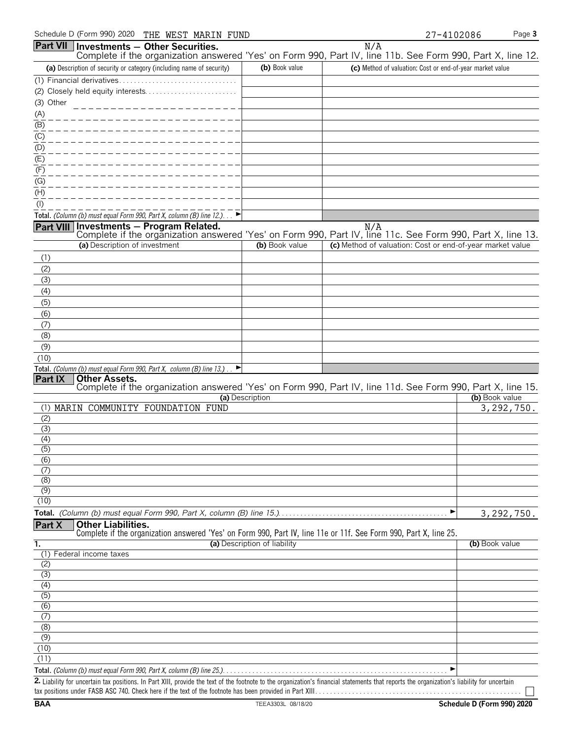Schedule D (Form 990) 2020 THE WEST MARIN FUND 27-4102086

## Part VII Investments — Other Securities.

N/A

Complete if the organization answered 'Yes' on Form 990, Part IV, line 11b. See Form 990, Part X, line 12.

| (a) Description of security or category (including name of security) | (b) Book value | (c) Method of valuation: Cost or end-of-year market value |
|---|---|---|
| (1) Financial derivatives | | |
| (2) Closely held equity interests | | |
| (3) Other | | |
| (A) | | |
| (B) | | |
| (C) | | |
| (D) | | |
| (E) | | |
| (F) | | |
| (G) | | |
| (H) | | |
| (I) | | |
| **Total.** *(Column (b) must equal Form 990, Part X, column (B) line 12.)* ► | | |

## Part VIII Investments — Program Related.

N/A

Complete if the organization answered 'Yes' on Form 990, Part IV, line 11c. See Form 990, Part X, line 13.

| (a) Description of investment | (b) Book value | (c) Method of valuation: Cost or end-of-year market value |
|---|---|---|
| (1) | | |
| (2) | | |
| (3) | | |
| (4) | | |
| (5) | | |
| (6) | | |
| (7) | | |
| (8) | | |
| (9) | | |
| (10) | | |
| **Total.** *(Column (b) must equal Form 990, Part X, column (B) line 13.)* ► | | |

## Part IX Other Assets.

Complete if the organization answered 'Yes' on Form 990, Part IV, line 11d. See Form 990, Part X, line 15.

| (a) Description | (b) Book value |
|---|---|
| (1) MARIN COMMUNITY FOUNDATION FUND | 3,292,750. |
| (2) | |
| (3) | |
| (4) | |
| (5) | |
| (6) | |
| (7) | |
| (8) | |
| (9) | |
| (10) | |
| **Total.** *(Column (b) must equal Form 990, Part X, column (B) line 15.)* ► | 3,292,750. |

## Part X Other Liabilities.

Complete if the organization answered 'Yes' on Form 990, Part IV, line 11e or 11f. See Form 990, Part X, line 25.

| 1. (a) Description of liability | (b) Book value |
|---|---|
| (1) Federal income taxes | |
| (2) | |
| (3) | |
| (4) | |
| (5) | |
| (6) | |
| (7) | |
| (8) | |
| (9) | |
| (10) | |
| (11) | |
| **Total.** *(Column (b) must equal Form 990, Part X, column (B) line 25.)* ► | |

**2.** Liability for uncertain tax positions. In Part XIII, provide the text of the footnote to the organization's financial statements that reports the organization's liability for uncertain tax positions under FASB ASC 740. Check here if the text of the footnote has been provided in Part XIII ☐

BAA TEEA3303L 08/18/20 **Schedule D (Form 990) 2020**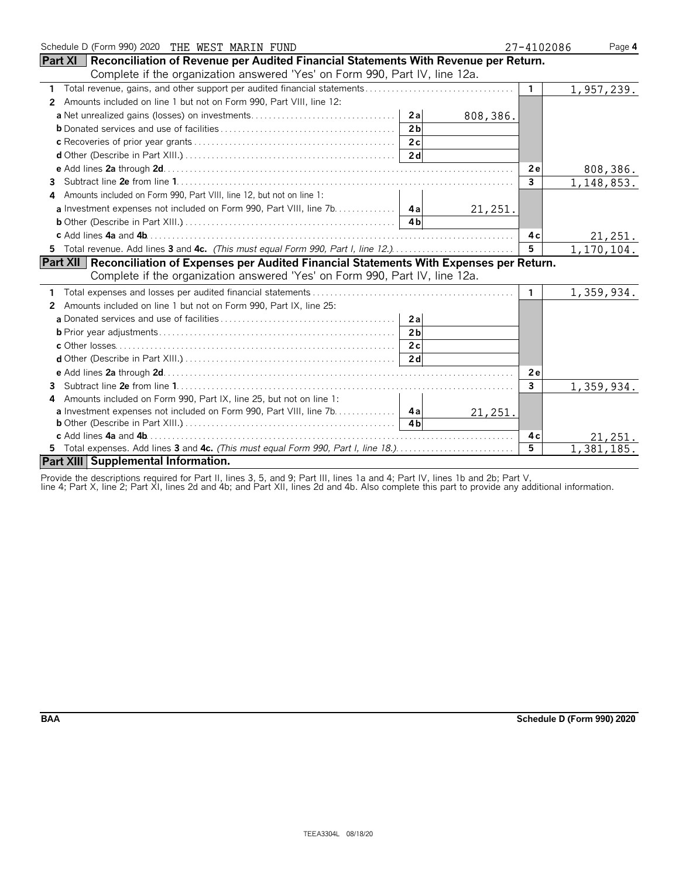Schedule D (Form 990) 2020 THE WEST MARIN FUND 27-4102086 Page 4

## Part XI Reconciliation of Revenue per Audited Financial Statements With Revenue per Return.

Complete if the organization answered 'Yes' on Form 990, Part IV, line 12a.

| | | | | |
|---|---|---|---|---|
| 1 Total revenue, gains, and other support per audited financial statements | | | 1 | 1,957,239. |
| 2 Amounts included on line 1 but not on Form 990, Part VIII, line 12: | | | | |
| a Net unrealized gains (losses) on investments | 2a | 808,386. | | |
| b Donated services and use of facilities | 2b | | | |
| c Recoveries of prior year grants | 2c | | | |
| d Other (Describe in Part XIII.) | 2d | | | |
| e Add lines 2a through 2d | | | 2e | 808,386. |
| 3 Subtract line 2e from line 1 | | | 3 | 1,148,853. |
| 4 Amounts included on Form 990, Part VIII, line 12, but not on line 1: | | | | |
| a Investment expenses not included on Form 990, Part VIII, line 7b | 4a | 21,251. | | |
| b Other (Describe in Part XIII.) | 4b | | | |
| c Add lines 4a and 4b | | | 4c | 21,251. |
| 5 Total revenue. Add lines 3 and 4c. *(This must equal Form 990, Part I, line 12.)* | | | 5 | 1,170,104. |

## Part XII Reconciliation of Expenses per Audited Financial Statements With Expenses per Return.

Complete if the organization answered 'Yes' on Form 990, Part IV, line 12a.

| | | | | |
|---|---|---|---|---|
| 1 Total expenses and losses per audited financial statements | | | 1 | 1,359,934. |
| 2 Amounts included on line 1 but not on Form 990, Part IX, line 25: | | | | |
| a Donated services and use of facilities | 2a | | | |
| b Prior year adjustments | 2b | | | |
| c Other losses | 2c | | | |
| d Other (Describe in Part XIII.) | 2d | | | |
| e Add lines 2a through 2d | | | 2e | |
| 3 Subtract line 2e from line 1 | | | 3 | 1,359,934. |
| 4 Amounts included on Form 990, Part IX, line 25, but not on line 1: | | | | |
| a Investment expenses not included on Form 990, Part VIII, line 7b | 4a | 21,251. | | |
| b Other (Describe in Part XIII.) | 4b | | | |
| c Add lines 4a and 4b | | | 4c | 21,251. |
| 5 Total expenses. Add lines 3 and 4c. *(This must equal Form 990, Part I, line 18.)* | | | 5 | 1,381,185. |

## Part XIII Supplemental Information.

Provide the descriptions required for Part II, lines 3, 5, and 9; Part III, lines 1a and 4; Part IV, lines 1b and 2b; Part V, line 4; Part X, line 2; Part XI, lines 2d and 4b; and Part XII, lines 2d and 4b. Also complete this part to provide any additional information.

BAA Schedule D (Form 990) 2020

TEEA3304L 08/18/20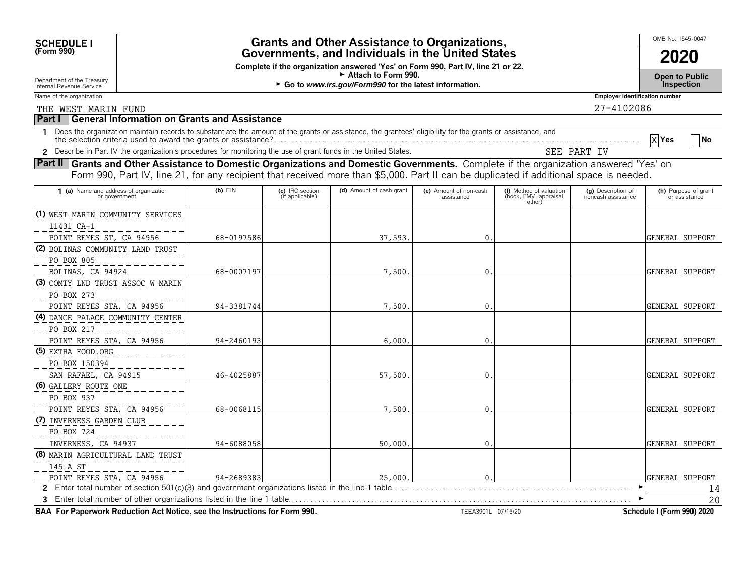**SCHEDULE I**
**(Form 990)**

Department of the Treasury
Internal Revenue Service

# Grants and Other Assistance to Organizations, Governments, and Individuals in the United States

**Complete if the organization answered 'Yes' on Form 990, Part IV, line 21 or 22.**
► **Attach to Form 990.**
► **Go to *www.irs.gov/Form990* for the latest information.**

OMB No. 1545-0047

**2020**

**Open to Public Inspection**

Name of the organization: THE WEST MARIN FUND

Employer identification number: 27-4102086

## Part I General Information on Grants and Assistance

1 Does the organization maintain records to substantiate the amount of the grants or assistance, the grantees' eligibility for the grants or assistance, and the selection criteria used to award the grants or assistance? [X] Yes [ ] No

2 Describe in Part IV the organization's procedures for monitoring the use of grant funds in the United States. SEE PART IV

## Part II Grants and Other Assistance to Domestic Organizations and Domestic Governments.

Complete if the organization answered 'Yes' on Form 990, Part IV, line 21, for any recipient that received more than $5,000. Part II can be duplicated if additional space is needed.

| 1 (a) Name and address of organization or government | (b) EIN | (c) IRC section (if applicable) | (d) Amount of cash grant | (e) Amount of non-cash assistance | (f) Method of valuation (book, FMV, appraisal, other) | (g) Description of noncash assistance | (h) Purpose of grant or assistance |
|---|---|---|---|---|---|---|---|
| (1) WEST MARIN COMMUNITY SERVICES<br>11431 CA-1<br>POINT REYES ST, CA 94956 | 68-0197586 | | 37,593. | 0. | | | GENERAL SUPPORT |
| (2) BOLINAS COMMUNITY LAND TRUST<br>PO BOX 805<br>BOLINAS, CA 94924 | 68-0007197 | | 7,500. | 0. | | | GENERAL SUPPORT |
| (3) COMTY LND TRUST ASSOC W MARIN<br>PO BOX 273<br>POINT REYES STA, CA 94956 | 94-3381744 | | 7,500. | 0. | | | GENERAL SUPPORT |
| (4) DANCE PALACE COMMUNITY CENTER<br>PO BOX 217<br>POINT REYES STA, CA 94956 | 94-2460193 | | 6,000. | 0. | | | GENERAL SUPPORT |
| (5) EXTRA FOOD.ORG<br>PO BOX 150394<br>SAN RAFAEL, CA 94915 | 46-4025887 | | 57,500. | 0. | | | GENERAL SUPPORT |
| (6) GALLERY ROUTE ONE<br>PO BOX 937<br>POINT REYES STA, CA 94956 | 68-0068115 | | 7,500. | 0. | | | GENERAL SUPPORT |
| (7) INVERNESS GARDEN CLUB<br>PO BOX 724<br>INVERNESS, CA 94937 | 94-6088058 | | 50,000. | 0. | | | GENERAL SUPPORT |
| (8) MARIN AGRICULTURAL LAND TRUST<br>145 A ST<br>POINT REYES STA, CA 94956 | 94-2689383 | | 25,000. | 0. | | | GENERAL SUPPORT |

2 Enter total number of section 501(c)(3) and government organizations listed in the line 1 table ► 14

3 Enter total number of other organizations listed in the line 1 table ► 20

**BAA For Paperwork Reduction Act Notice, see the Instructions for Form 990.** TEEA3901L 07/15/20 **Schedule I (Form 990) 2020**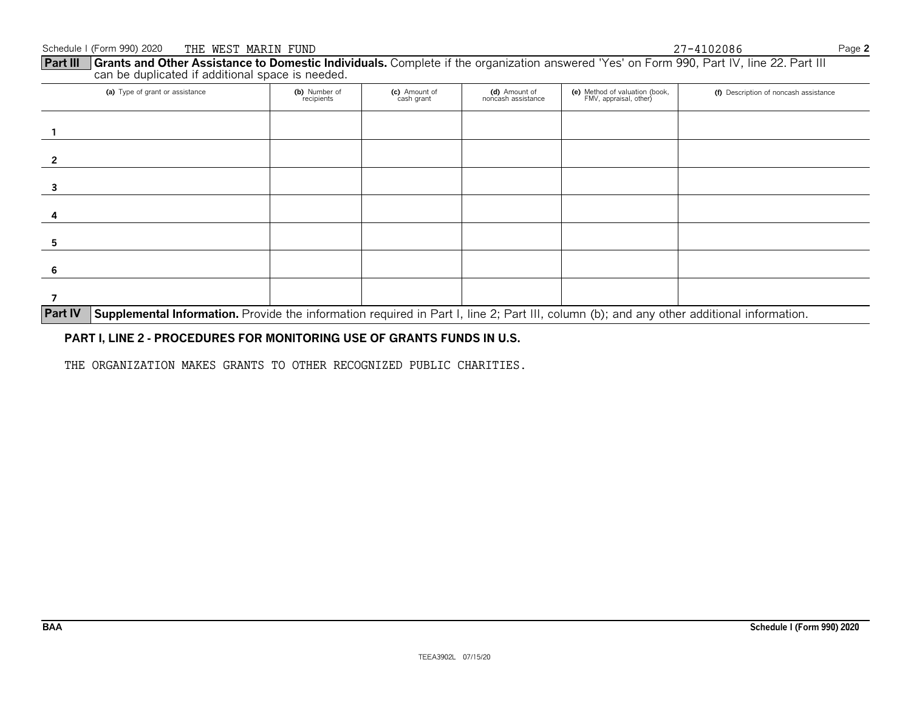Schedule I (Form 990) 2020 THE WEST MARIN FUND 27-4102086

**Part III** **Grants and Other Assistance to Domestic Individuals.** Complete if the organization answered 'Yes' on Form 990, Part IV, line 22. Part III can be duplicated if additional space is needed.

| | (a) Type of grant or assistance | (b) Number of recipients | (c) Amount of cash grant | (d) Amount of noncash assistance | (e) Method of valuation (book, FMV, appraisal, other) | (f) Description of noncash assistance |
|---|---|---|---|---|---|---|
| 1 | | | | | | |
| 2 | | | | | | |
| 3 | | | | | | |
| 4 | | | | | | |
| 5 | | | | | | |
| 6 | | | | | | |
| 7 | | | | | | |

**Part IV** **Supplemental Information.** Provide the information required in Part I, line 2; Part III, column (b); and any other additional information.

**PART I, LINE 2 - PROCEDURES FOR MONITORING USE OF GRANTS FUNDS IN U.S.**

THE ORGANIZATION MAKES GRANTS TO OTHER RECOGNIZED PUBLIC CHARITIES.

BAA Schedule I (Form 990) 2020

TEEA3902L 07/15/20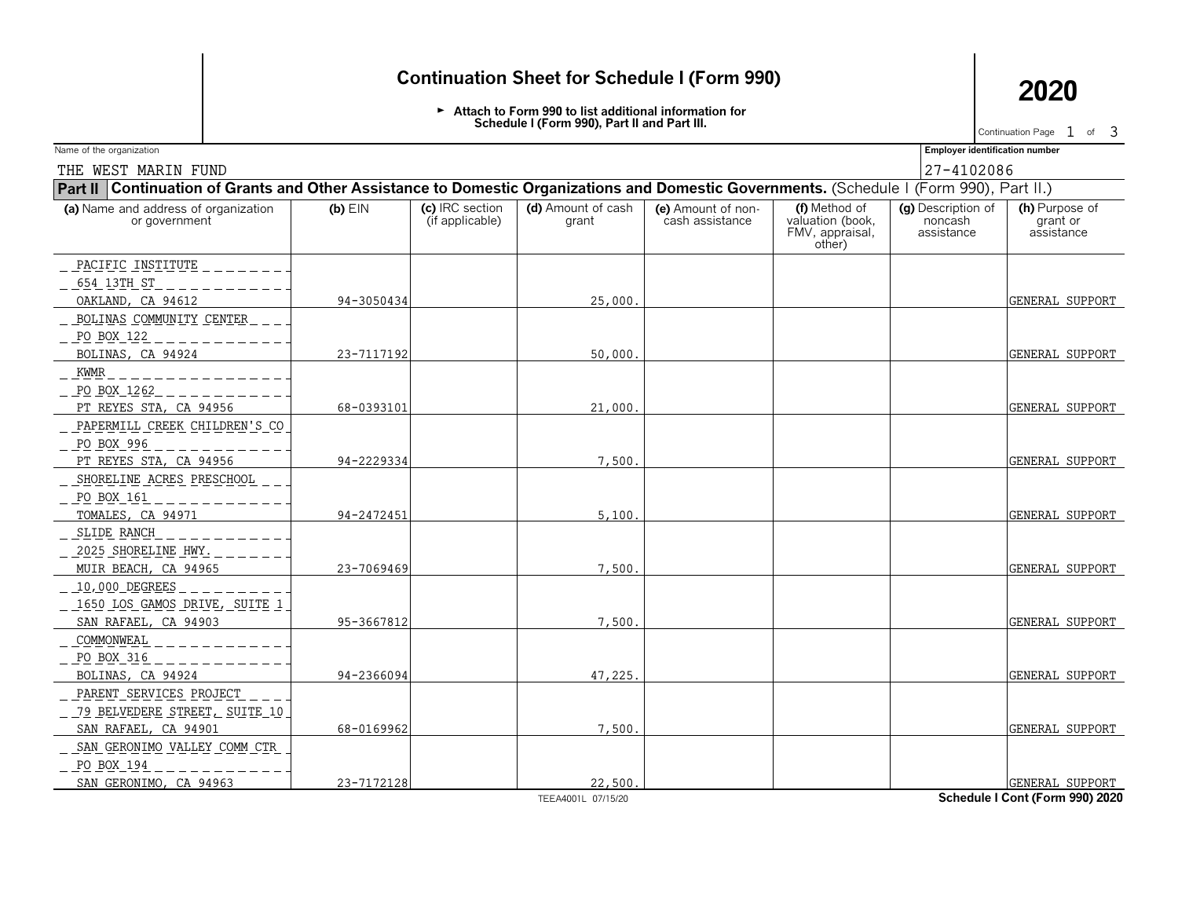# Continuation Sheet for Schedule I (Form 990)

**2020**

► Attach to Form 990 to list additional information for Schedule I (Form 990), Part II and Part III.

Continuation Page 1 of 3

Name of the organization: THE WEST MARIN FUND

Employer identification number: 27-4102086

**Part II** **Continuation of Grants and Other Assistance to Domestic Organizations and Domestic Governments.** (Schedule I (Form 990), Part II.)

| (a) Name and address of organization or government | (b) EIN | (c) IRC section (if applicable) | (d) Amount of cash grant | (e) Amount of non-cash assistance | (f) Method of valuation (book, FMV, appraisal, other) | (g) Description of noncash assistance | (h) Purpose of grant or assistance |
|---|---|---|---|---|---|---|---|
| PACIFIC INSTITUTE<br>654 13TH ST<br>OAKLAND, CA 94612 | 94-3050434 | | 25,000. | | | | GENERAL SUPPORT |
| BOLINAS COMMUNITY CENTER<br>PO BOX 122<br>BOLINAS, CA 94924 | 23-7117192 | | 50,000. | | | | GENERAL SUPPORT |
| KWMR<br>PO BOX 1262<br>PT REYES STA, CA 94956 | 68-0393101 | | 21,000. | | | | GENERAL SUPPORT |
| PAPERMILL CREEK CHILDREN'S CO<br>PO BOX 996<br>PT REYES STA, CA 94956 | 94-2229334 | | 7,500. | | | | GENERAL SUPPORT |
| SHORELINE ACRES PRESCHOOL<br>PO BOX 161<br>TOMALES, CA 94971 | 94-2472451 | | 5,100. | | | | GENERAL SUPPORT |
| SLIDE RANCH<br>2025 SHORELINE HWY.<br>MUIR BEACH, CA 94965 | 23-7069469 | | 7,500. | | | | GENERAL SUPPORT |
| 10,000 DEGREES<br>1650 LOS GAMOS DRIVE, SUITE 1<br>SAN RAFAEL, CA 94903 | 95-3667812 | | 7,500. | | | | GENERAL SUPPORT |
| COMMONWEAL<br>PO BOX 316<br>BOLINAS, CA 94924 | 94-2366094 | | 47,225. | | | | GENERAL SUPPORT |
| PARENT SERVICES PROJECT<br>79 BELVEDERE STREET, SUITE 10<br>SAN RAFAEL, CA 94901 | 68-0169962 | | 7,500. | | | | GENERAL SUPPORT |
| SAN GERONIMO VALLEY COMM CTR<br>PO BOX 194<br>SAN GERONIMO, CA 94963 | 23-7172128 | | 22,500. | | | | GENERAL SUPPORT |

TEEA4001L 07/15/20

**Schedule I Cont (Form 990) 2020**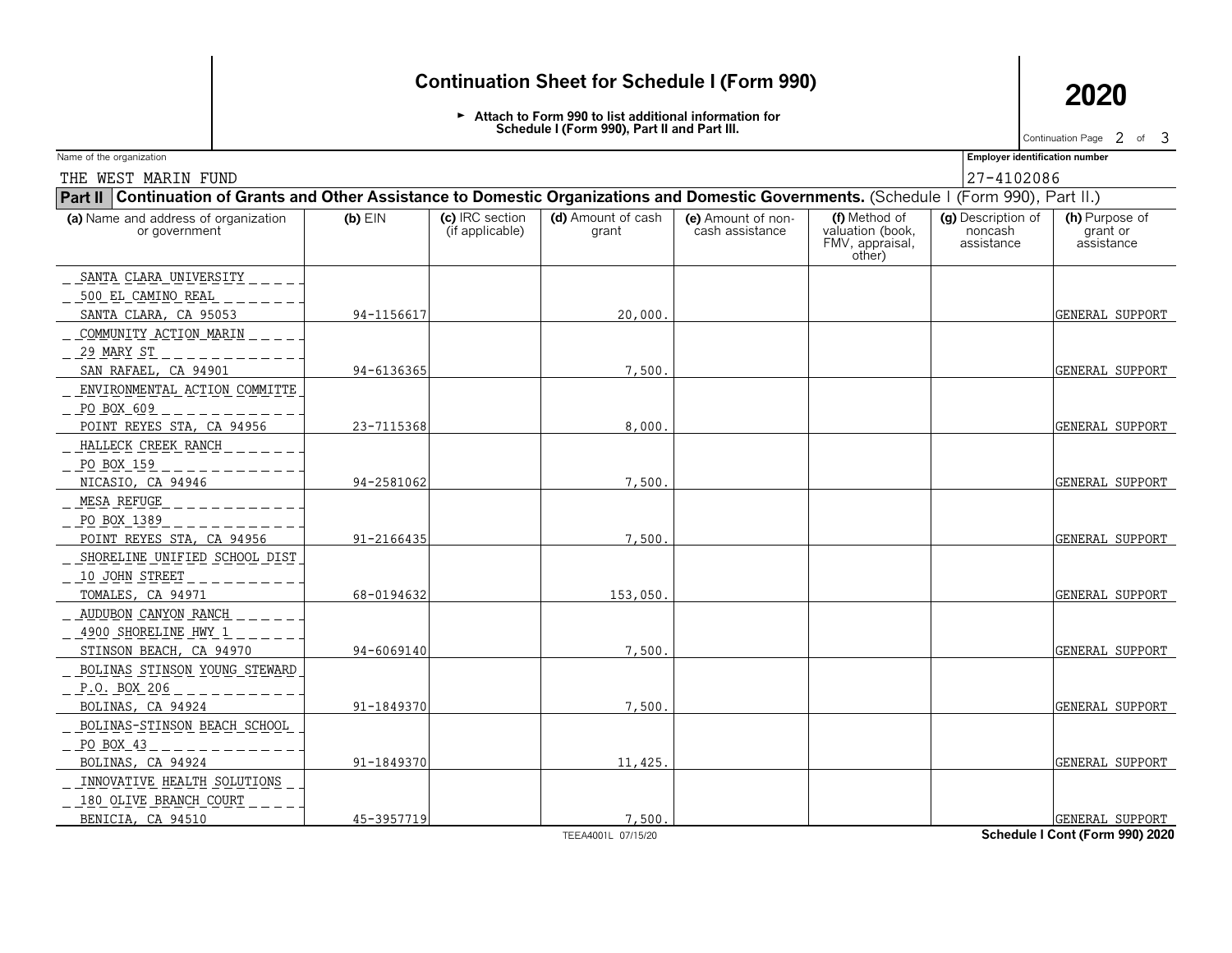# Continuation Sheet for Schedule I (Form 990)

**2020**

► Attach to Form 990 to list additional information for Schedule I (Form 990), Part II and Part III.

Continuation Page 2 of 3

Name of the organization: THE WEST MARIN FUND

Employer identification number: 27-4102086

**Part II** **Continuation of Grants and Other Assistance to Domestic Organizations and Domestic Governments.** (Schedule I (Form 990), Part II.)

| (a) Name and address of organization or government | (b) EIN | (c) IRC section (if applicable) | (d) Amount of cash grant | (e) Amount of non-cash assistance | (f) Method of valuation (book, FMV, appraisal, other) | (g) Description of noncash assistance | (h) Purpose of grant or assistance |
|---|---|---|---|---|---|---|---|
| SANTA CLARA UNIVERSITY<br>500 EL CAMINO REAL<br>SANTA CLARA, CA 95053 | 94-1156617 | | 20,000. | | | | GENERAL SUPPORT |
| COMMUNITY ACTION MARIN<br>29 MARY ST<br>SAN RAFAEL, CA 94901 | 94-6136365 | | 7,500. | | | | GENERAL SUPPORT |
| ENVIRONMENTAL ACTION COMMITTE<br>PO BOX 609<br>POINT REYES STA, CA 94956 | 23-7115368 | | 8,000. | | | | GENERAL SUPPORT |
| HALLECK CREEK RANCH<br>PO BOX 159<br>NICASIO, CA 94946 | 94-2581062 | | 7,500. | | | | GENERAL SUPPORT |
| MESA REFUGE<br>PO BOX 1389<br>POINT REYES STA, CA 94956 | 91-2166435 | | 7,500. | | | | GENERAL SUPPORT |
| SHORELINE UNIFIED SCHOOL DIST<br>10 JOHN STREET<br>TOMALES, CA 94971 | 68-0194632 | | 153,050. | | | | GENERAL SUPPORT |
| AUDUBON CANYON RANCH<br>4900 SHORELINE HWY 1<br>STINSON BEACH, CA 94970 | 94-6069140 | | 7,500. | | | | GENERAL SUPPORT |
| BOLINAS STINSON YOUNG STEWARD<br>P.O. BOX 206<br>BOLINAS, CA 94924 | 91-1849370 | | 7,500. | | | | GENERAL SUPPORT |
| BOLINAS-STINSON BEACH SCHOOL<br>PO BOX 43<br>BOLINAS, CA 94924 | 91-1849370 | | 11,425. | | | | GENERAL SUPPORT |
| INNOVATIVE HEALTH SOLUTIONS<br>180 OLIVE BRANCH COURT<br>BENICIA, CA 94510 | 45-3957719 | | 7,500. | | | | GENERAL SUPPORT |

TEEA4001L 07/15/20

Schedule I Cont (Form 990) 2020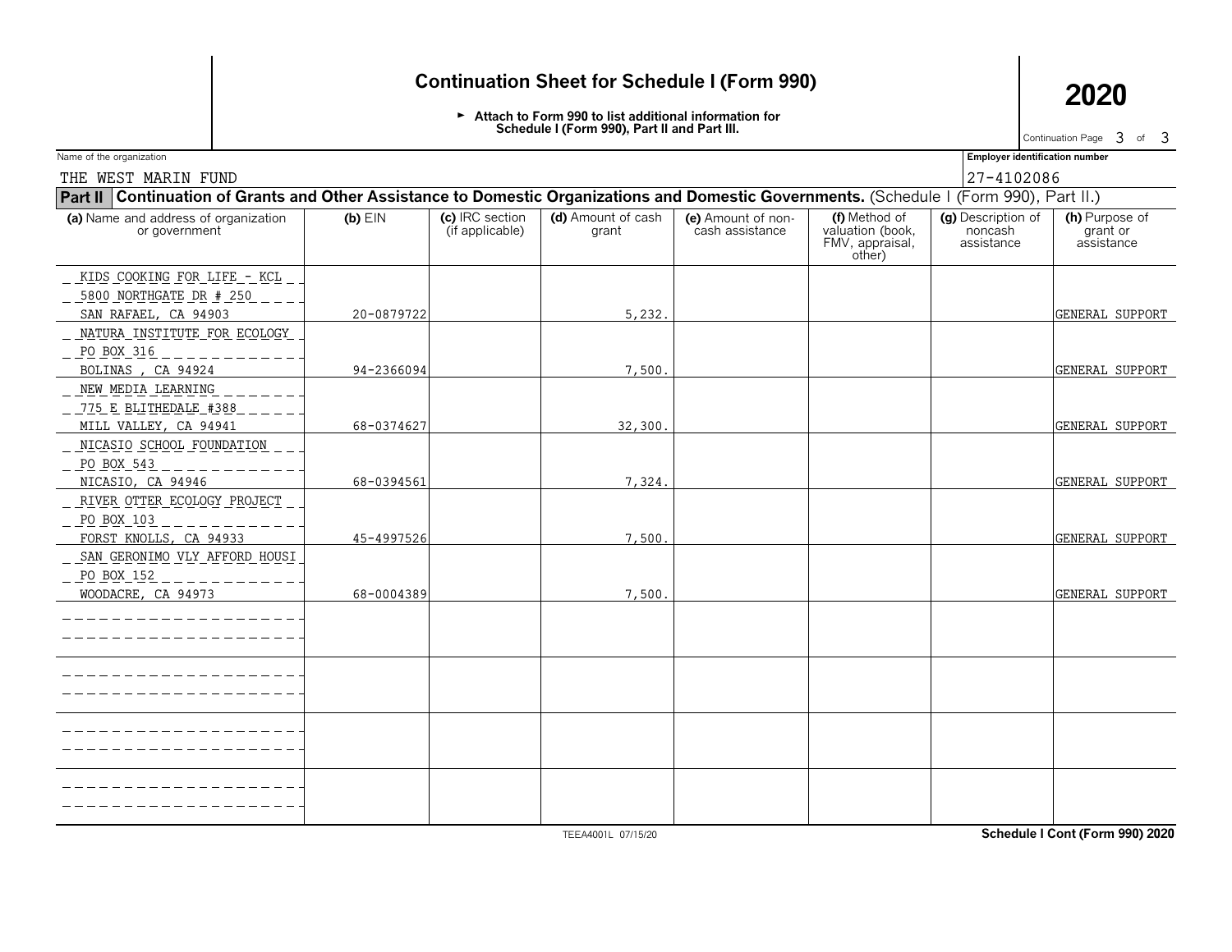# Continuation Sheet for Schedule I (Form 990)

**2020**

► Attach to Form 990 to list additional information for Schedule I (Form 990), Part II and Part III.

Name of the organization: THE WEST MARIN FUND

Employer identification number: 27-4102086

**Part II Continuation of Grants and Other Assistance to Domestic Organizations and Domestic Governments.** (Schedule I (Form 990), Part II.)

| (a) Name and address of organization or government | (b) EIN | (c) IRC section (if applicable) | (d) Amount of cash grant | (e) Amount of non-cash assistance | (f) Method of valuation (book, FMV, appraisal, other) | (g) Description of noncash assistance | (h) Purpose of grant or assistance |
|---|---|---|---|---|---|---|---|
| KIDS COOKING FOR LIFE - KCL<br>5800 NORTHGATE DR # 250<br>SAN RAFAEL, CA 94903 | 20-0879722 | | 5,232. | | | | GENERAL SUPPORT |
| NATURA INSTITUTE FOR ECOLOGY<br>PO BOX 316<br>BOLINAS , CA 94924 | 94-2366094 | | 7,500. | | | | GENERAL SUPPORT |
| NEW MEDIA LEARNING<br>775 E BLITHEDALE #388<br>MILL VALLEY, CA 94941 | 68-0374627 | | 32,300. | | | | GENERAL SUPPORT |
| NICASIO SCHOOL FOUNDATION<br>PO BOX 543<br>NICASIO, CA 94946 | 68-0394561 | | 7,324. | | | | GENERAL SUPPORT |
| RIVER OTTER ECOLOGY PROJECT<br>PO BOX 103<br>FORST KNOLLS, CA 94933 | 45-4997526 | | 7,500. | | | | GENERAL SUPPORT |
| SAN GERONIMO VLY AFFORD HOUSI<br>PO BOX 152<br>WOODACRE, CA 94973 | 68-0004389 | | 7,500. | | | | GENERAL SUPPORT |
| | | | | | | | |
| | | | | | | | |
| | | | | | | | |
| | | | | | | | |

TEEA4001L 07/15/20

Schedule I Cont (Form 990) 2020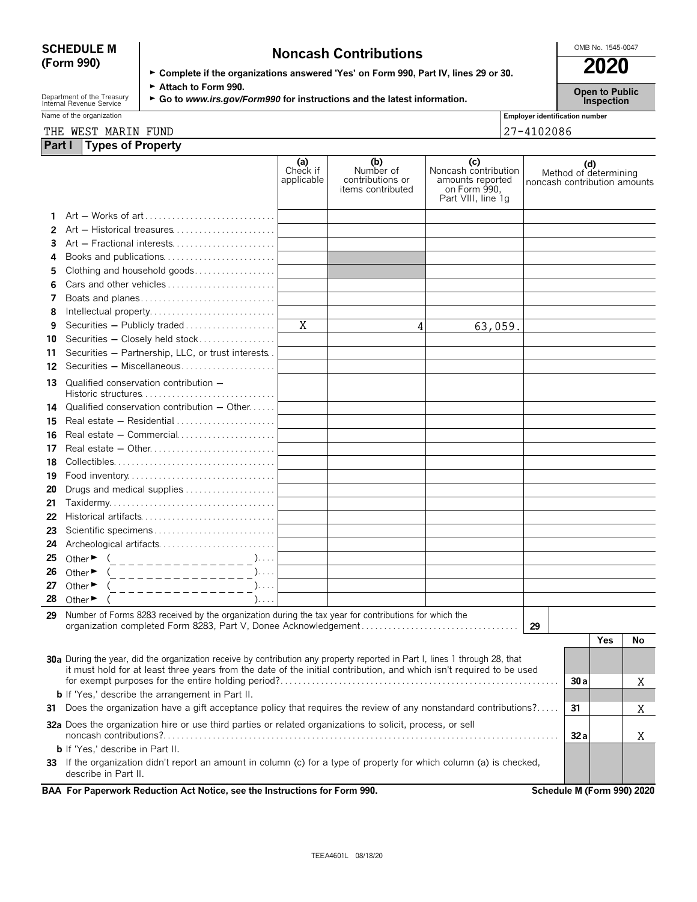# SCHEDULE M (Form 990)

## Noncash Contributions

OMB No. 1545-0047

**2020**

**Open to Public Inspection**

Department of the Treasury
Internal Revenue Service

► **Complete if the organizations answered 'Yes' on Form 990, Part IV, lines 29 or 30.**
► **Attach to Form 990.**
► **Go to *www.irs.gov/Form990* for instructions and the latest information.**

Name of the organization: THE WEST MARIN FUND

Employer identification number: 27-4102086

### Part I Types of Property

| | | (a) Check if applicable | (b) Number of contributions or items contributed | (c) Noncash contribution amounts reported on Form 990, Part VIII, line 1g | (d) Method of determining noncash contribution amounts |
|---|---|---|---|---|---|
| 1 | Art — Works of art | | | | |
| 2 | Art — Historical treasures | | | | |
| 3 | Art — Fractional interests | | | | |
| 4 | Books and publications | | | | |
| 5 | Clothing and household goods | | | | |
| 6 | Cars and other vehicles | | | | |
| 7 | Boats and planes | | | | |
| 8 | Intellectual property | | | | |
| 9 | Securities — Publicly traded | X | 4 | 63,059. | |
| 10 | Securities — Closely held stock | | | | |
| 11 | Securities — Partnership, LLC, or trust interests | | | | |
| 12 | Securities — Miscellaneous | | | | |
| 13 | Qualified conservation contribution — Historic structures | | | | |
| 14 | Qualified conservation contribution — Other | | | | |
| 15 | Real estate — Residential | | | | |
| 16 | Real estate — Commercial | | | | |
| 17 | Real estate — Other | | | | |
| 18 | Collectibles | | | | |
| 19 | Food inventory | | | | |
| 20 | Drugs and medical supplies | | | | |
| 21 | Taxidermy | | | | |
| 22 | Historical artifacts | | | | |
| 23 | Scientific specimens | | | | |
| 24 | Archeological artifacts | | | | |
| 25 | Other ► ( ) | | | | |
| 26 | Other ► ( ) | | | | |
| 27 | Other ► ( ) | | | | |
| 28 | Other ► ( ) | | | | |

**29** Number of Forms 8283 received by the organization during the tax year for contributions for which the organization completed Form 8283, Part V, Donee Acknowledgement . . . **29**

| | | | Yes | No |
|---|---|---|---|---|
| **30a** | During the year, did the organization receive by contribution any property reported in Part I, lines 1 through 28, that it must hold for at least three years from the date of the initial contribution, and which isn't required to be used for exempt purposes for the entire holding period? | 30a | | X |
| **b** | If 'Yes,' describe the arrangement in Part II. | | | |
| **31** | Does the organization have a gift acceptance policy that requires the review of any nonstandard contributions? | 31 | | X |
| **32a** | Does the organization hire or use third parties or related organizations to solicit, process, or sell noncash contributions? | 32a | | X |
| **b** | If 'Yes,' describe in Part II. | | | |
| **33** | If the organization didn't report an amount in column (c) for a type of property for which column (a) is checked, describe in Part II. | | | |

**BAA For Paperwork Reduction Act Notice, see the Instructions for Form 990.** **Schedule M (Form 990) 2020**

TEEA4601L 08/18/20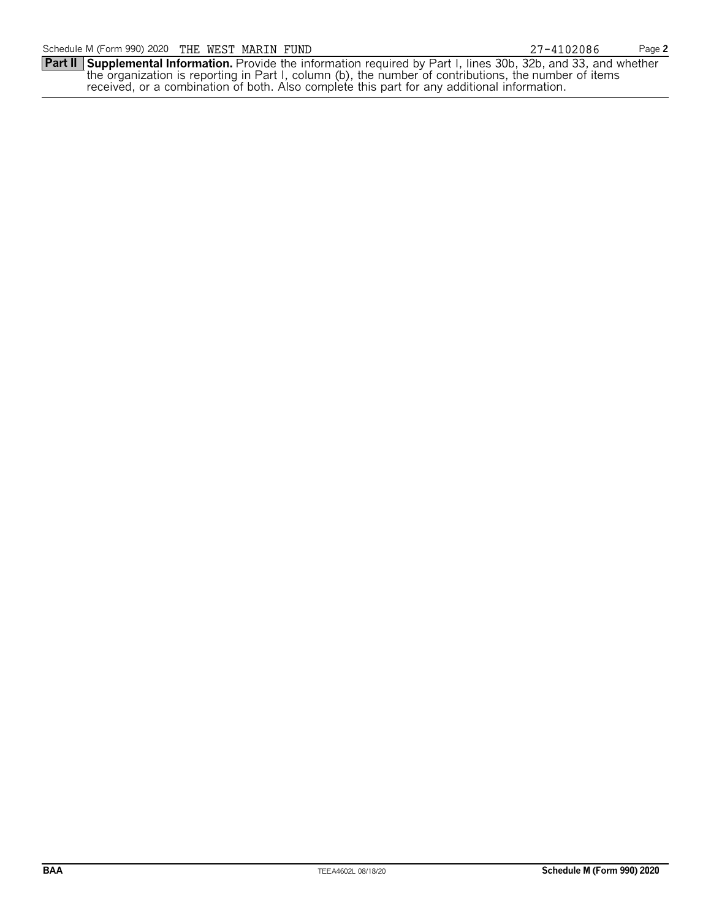Schedule M (Form 990) 2020 THE WEST MARIN FUND 27-4102086

**Part II** **Supplemental Information.** Provide the information required by Part I, lines 30b, 32b, and 33, and whether the organization is reporting in Part I, column (b), the number of contributions, the number of items received, or a combination of both. Also complete this part for any additional information.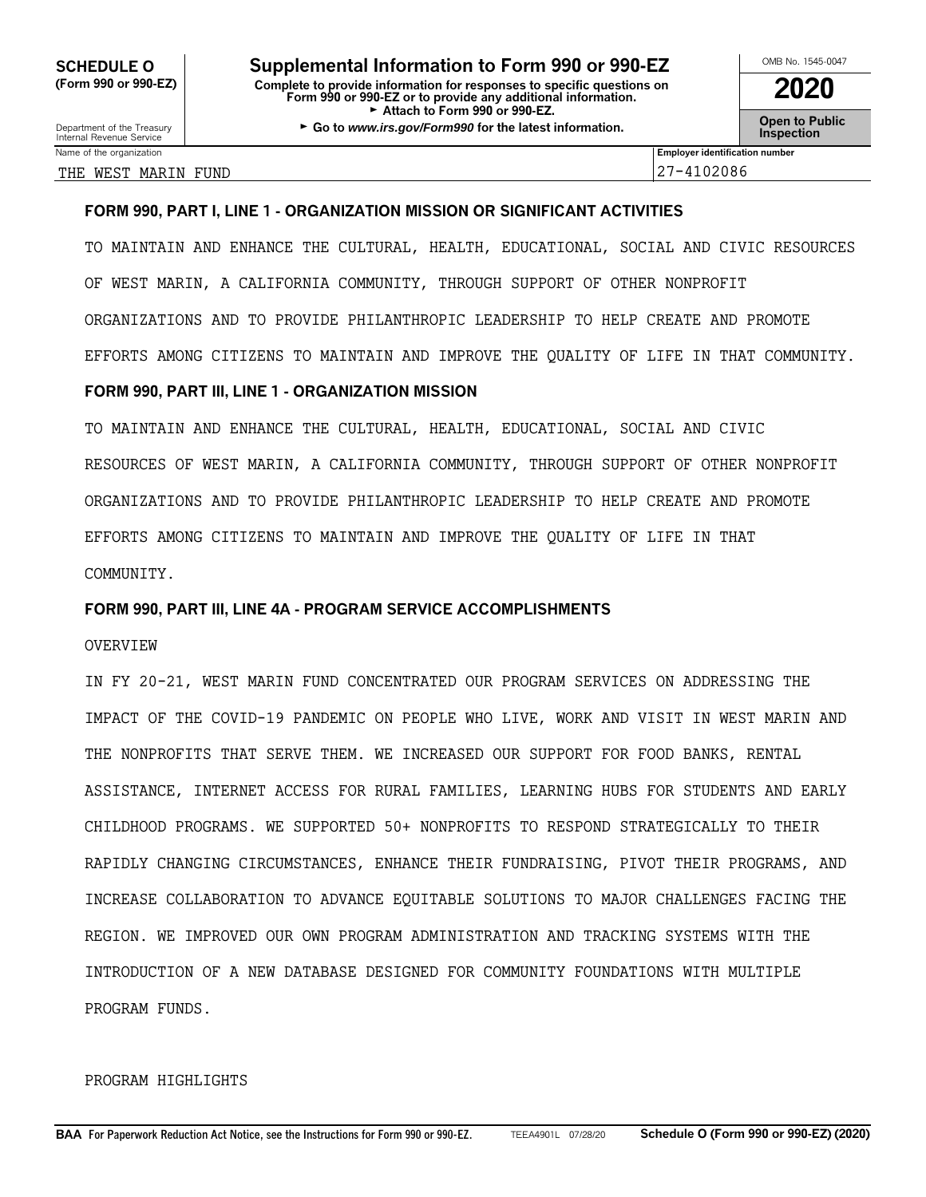**SCHEDULE O (Form 990 or 990-EZ)**

Department of the Treasury
Internal Revenue Service

# Supplemental Information to Form 990 or 990-EZ

**Complete to provide information for responses to specific questions on Form 990 or 990-EZ or to provide any additional information.**
► **Attach to Form 990 or 990-EZ.**
► **Go to *www.irs.gov/Form990* for the latest information.**

OMB No. 1545-0047

**2020**

**Open to Public Inspection**

| Name of the organization | Employer identification number |
|---|---|
| THE WEST MARIN FUND | 27-4102086 |

**FORM 990, PART I, LINE 1 - ORGANIZATION MISSION OR SIGNIFICANT ACTIVITIES**

TO MAINTAIN AND ENHANCE THE CULTURAL, HEALTH, EDUCATIONAL, SOCIAL AND CIVIC RESOURCES OF WEST MARIN, A CALIFORNIA COMMUNITY, THROUGH SUPPORT OF OTHER NONPROFIT ORGANIZATIONS AND TO PROVIDE PHILANTHROPIC LEADERSHIP TO HELP CREATE AND PROMOTE EFFORTS AMONG CITIZENS TO MAINTAIN AND IMPROVE THE QUALITY OF LIFE IN THAT COMMUNITY.

**FORM 990, PART III, LINE 1 - ORGANIZATION MISSION**

TO MAINTAIN AND ENHANCE THE CULTURAL, HEALTH, EDUCATIONAL, SOCIAL AND CIVIC RESOURCES OF WEST MARIN, A CALIFORNIA COMMUNITY, THROUGH SUPPORT OF OTHER NONPROFIT ORGANIZATIONS AND TO PROVIDE PHILANTHROPIC LEADERSHIP TO HELP CREATE AND PROMOTE EFFORTS AMONG CITIZENS TO MAINTAIN AND IMPROVE THE QUALITY OF LIFE IN THAT COMMUNITY.

**FORM 990, PART III, LINE 4A - PROGRAM SERVICE ACCOMPLISHMENTS**

OVERVIEW

IN FY 20-21, WEST MARIN FUND CONCENTRATED OUR PROGRAM SERVICES ON ADDRESSING THE IMPACT OF THE COVID-19 PANDEMIC ON PEOPLE WHO LIVE, WORK AND VISIT IN WEST MARIN AND THE NONPROFITS THAT SERVE THEM. WE INCREASED OUR SUPPORT FOR FOOD BANKS, RENTAL ASSISTANCE, INTERNET ACCESS FOR RURAL FAMILIES, LEARNING HUBS FOR STUDENTS AND EARLY CHILDHOOD PROGRAMS. WE SUPPORTED 50+ NONPROFITS TO RESPOND STRATEGICALLY TO THEIR RAPIDLY CHANGING CIRCUMSTANCES, ENHANCE THEIR FUNDRAISING, PIVOT THEIR PROGRAMS, AND INCREASE COLLABORATION TO ADVANCE EQUITABLE SOLUTIONS TO MAJOR CHALLENGES FACING THE REGION. WE IMPROVED OUR OWN PROGRAM ADMINISTRATION AND TRACKING SYSTEMS WITH THE INTRODUCTION OF A NEW DATABASE DESIGNED FOR COMMUNITY FOUNDATIONS WITH MULTIPLE PROGRAM FUNDS.

PROGRAM HIGHLIGHTS

**BAA For Paperwork Reduction Act Notice, see the Instructions for Form 990 or 990-EZ.** TEEA4901L 07/28/20 **Schedule O (Form 990 or 990-EZ) (2020)**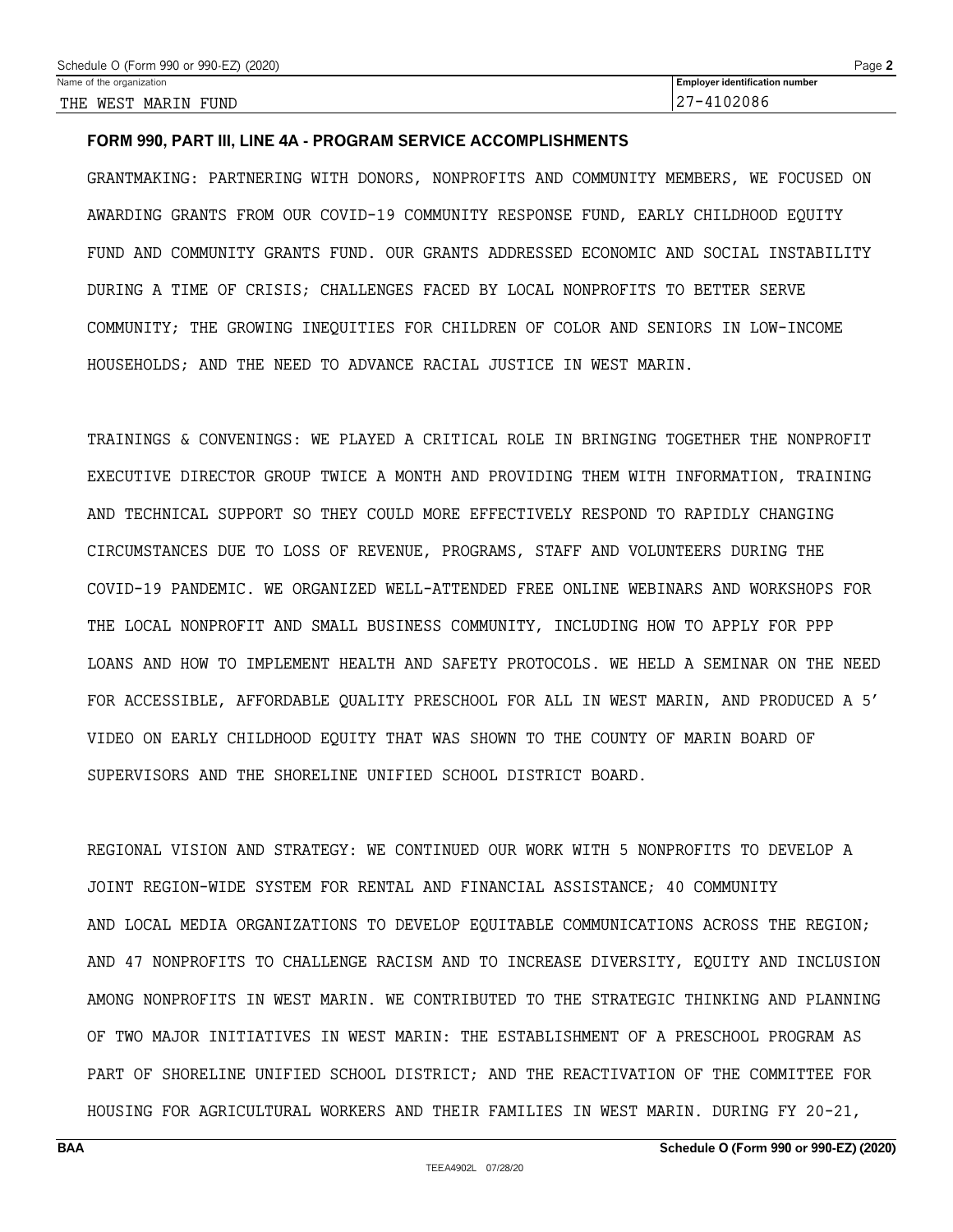Name of the organization: THE WEST MARIN FUND

Employer identification number: 27-4102086

**FORM 990, PART III, LINE 4A - PROGRAM SERVICE ACCOMPLISHMENTS**

GRANTMAKING: PARTNERING WITH DONORS, NONPROFITS AND COMMUNITY MEMBERS, WE FOCUSED ON AWARDING GRANTS FROM OUR COVID-19 COMMUNITY RESPONSE FUND, EARLY CHILDHOOD EQUITY FUND AND COMMUNITY GRANTS FUND. OUR GRANTS ADDRESSED ECONOMIC AND SOCIAL INSTABILITY DURING A TIME OF CRISIS; CHALLENGES FACED BY LOCAL NONPROFITS TO BETTER SERVE COMMUNITY; THE GROWING INEQUITIES FOR CHILDREN OF COLOR AND SENIORS IN LOW-INCOME HOUSEHOLDS; AND THE NEED TO ADVANCE RACIAL JUSTICE IN WEST MARIN.

TRAININGS & CONVENINGS: WE PLAYED A CRITICAL ROLE IN BRINGING TOGETHER THE NONPROFIT EXECUTIVE DIRECTOR GROUP TWICE A MONTH AND PROVIDING THEM WITH INFORMATION, TRAINING AND TECHNICAL SUPPORT SO THEY COULD MORE EFFECTIVELY RESPOND TO RAPIDLY CHANGING CIRCUMSTANCES DUE TO LOSS OF REVENUE, PROGRAMS, STAFF AND VOLUNTEERS DURING THE COVID-19 PANDEMIC. WE ORGANIZED WELL-ATTENDED FREE ONLINE WEBINARS AND WORKSHOPS FOR THE LOCAL NONPROFIT AND SMALL BUSINESS COMMUNITY, INCLUDING HOW TO APPLY FOR PPP LOANS AND HOW TO IMPLEMENT HEALTH AND SAFETY PROTOCOLS. WE HELD A SEMINAR ON THE NEED FOR ACCESSIBLE, AFFORDABLE QUALITY PRESCHOOL FOR ALL IN WEST MARIN, AND PRODUCED A 5' VIDEO ON EARLY CHILDHOOD EQUITY THAT WAS SHOWN TO THE COUNTY OF MARIN BOARD OF SUPERVISORS AND THE SHORELINE UNIFIED SCHOOL DISTRICT BOARD.

REGIONAL VISION AND STRATEGY: WE CONTINUED OUR WORK WITH 5 NONPROFITS TO DEVELOP A JOINT REGION-WIDE SYSTEM FOR RENTAL AND FINANCIAL ASSISTANCE; 40 COMMUNITY AND LOCAL MEDIA ORGANIZATIONS TO DEVELOP EQUITABLE COMMUNICATIONS ACROSS THE REGION; AND 47 NONPROFITS TO CHALLENGE RACISM AND TO INCREASE DIVERSITY, EQUITY AND INCLUSION AMONG NONPROFITS IN WEST MARIN. WE CONTRIBUTED TO THE STRATEGIC THINKING AND PLANNING OF TWO MAJOR INITIATIVES IN WEST MARIN: THE ESTABLISHMENT OF A PRESCHOOL PROGRAM AS PART OF SHORELINE UNIFIED SCHOOL DISTRICT; AND THE REACTIVATION OF THE COMMITTEE FOR HOUSING FOR AGRICULTURAL WORKERS AND THEIR FAMILIES IN WEST MARIN. DURING FY 20-21,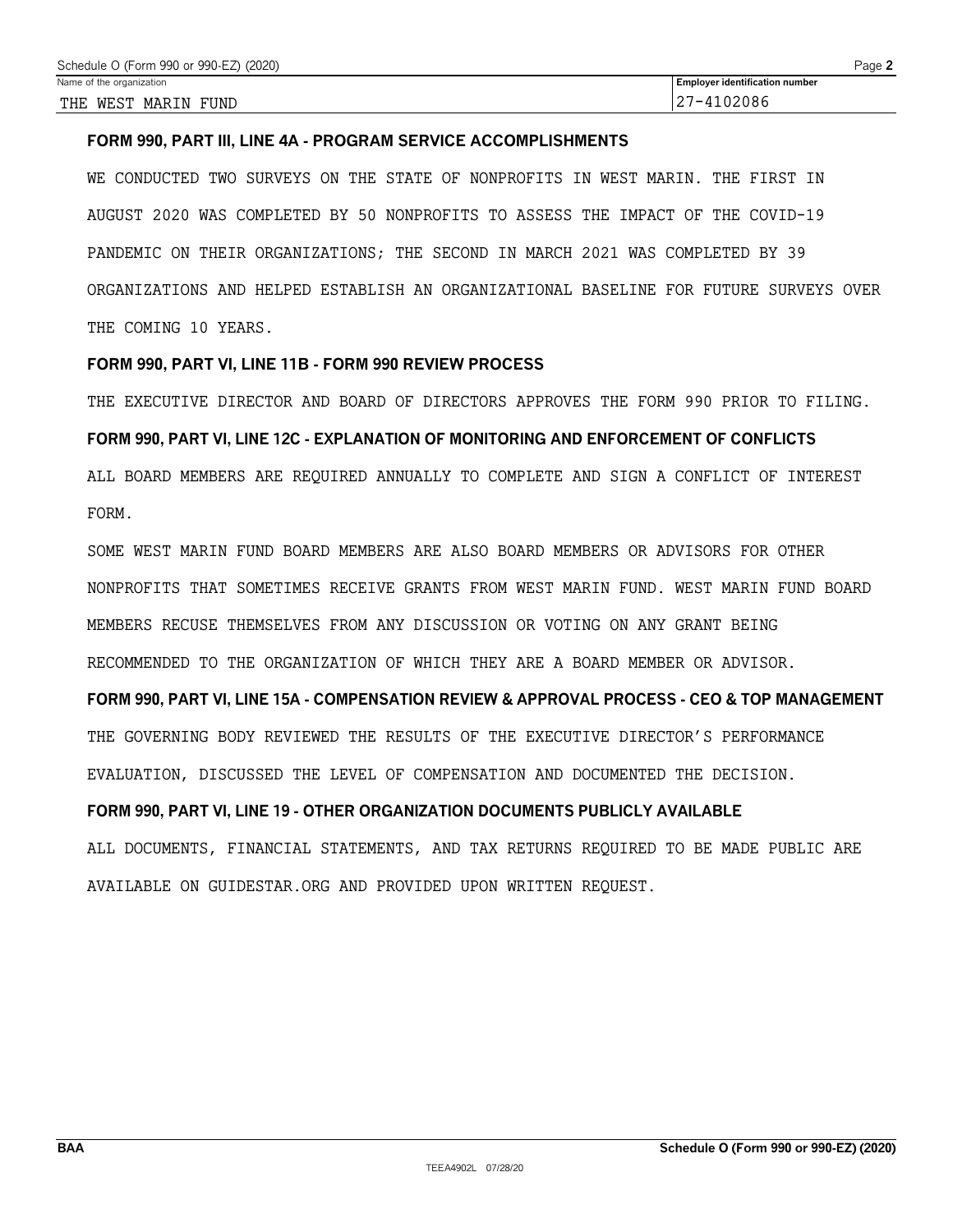| Name of the organization | Employer identification number |
| --- | --- |
| THE WEST MARIN FUND | 27-4102086 |

**FORM 990, PART III, LINE 4A - PROGRAM SERVICE ACCOMPLISHMENTS**

WE CONDUCTED TWO SURVEYS ON THE STATE OF NONPROFITS IN WEST MARIN. THE FIRST IN AUGUST 2020 WAS COMPLETED BY 50 NONPROFITS TO ASSESS THE IMPACT OF THE COVID-19 PANDEMIC ON THEIR ORGANIZATIONS; THE SECOND IN MARCH 2021 WAS COMPLETED BY 39 ORGANIZATIONS AND HELPED ESTABLISH AN ORGANIZATIONAL BASELINE FOR FUTURE SURVEYS OVER THE COMING 10 YEARS.

**FORM 990, PART VI, LINE 11B - FORM 990 REVIEW PROCESS**

THE EXECUTIVE DIRECTOR AND BOARD OF DIRECTORS APPROVES THE FORM 990 PRIOR TO FILING.

**FORM 990, PART VI, LINE 12C - EXPLANATION OF MONITORING AND ENFORCEMENT OF CONFLICTS**

ALL BOARD MEMBERS ARE REQUIRED ANNUALLY TO COMPLETE AND SIGN A CONFLICT OF INTEREST FORM.

SOME WEST MARIN FUND BOARD MEMBERS ARE ALSO BOARD MEMBERS OR ADVISORS FOR OTHER NONPROFITS THAT SOMETIMES RECEIVE GRANTS FROM WEST MARIN FUND. WEST MARIN FUND BOARD MEMBERS RECUSE THEMSELVES FROM ANY DISCUSSION OR VOTING ON ANY GRANT BEING RECOMMENDED TO THE ORGANIZATION OF WHICH THEY ARE A BOARD MEMBER OR ADVISOR.

**FORM 990, PART VI, LINE 15A - COMPENSATION REVIEW & APPROVAL PROCESS - CEO & TOP MANAGEMENT**

THE GOVERNING BODY REVIEWED THE RESULTS OF THE EXECUTIVE DIRECTOR'S PERFORMANCE EVALUATION, DISCUSSED THE LEVEL OF COMPENSATION AND DOCUMENTED THE DECISION.

**FORM 990, PART VI, LINE 19 - OTHER ORGANIZATION DOCUMENTS PUBLICLY AVAILABLE**

ALL DOCUMENTS, FINANCIAL STATEMENTS, AND TAX RETURNS REQUIRED TO BE MADE PUBLIC ARE AVAILABLE ON GUIDESTAR.ORG AND PROVIDED UPON WRITTEN REQUEST.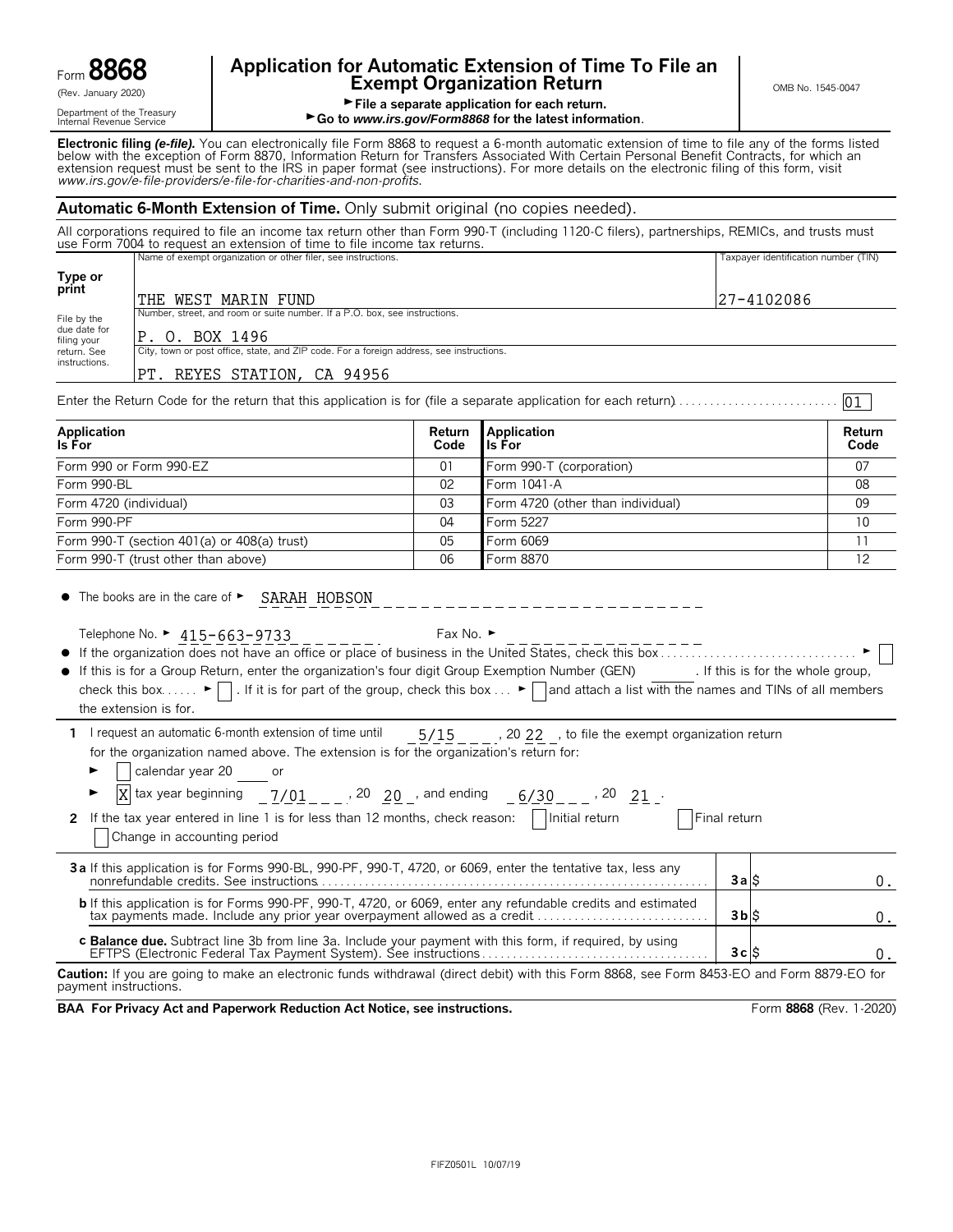Form **8868**
(Rev. January 2020)
Department of the Treasury
Internal Revenue Service

# Application for Automatic Extension of Time To File an Exempt Organization Return

► File a separate application for each return.
► Go to *www.irs.gov/Form8868* for the latest information.

OMB No. 1545-0047

**Electronic filing *(e-file).*** You can electronically file Form 8868 to request a 6-month automatic extension of time to file any of the forms listed below with the exception of Form 8870, Information Return for Transfers Associated With Certain Personal Benefit Contracts, for which an extension request must be sent to the IRS in paper format (see instructions). For more details on the electronic filing of this form, visit *www.irs.gov/e-file-providers/e-file-for-charities-and-non-profits.*

**Automatic 6-Month Extension of Time.** Only submit original (no copies needed).

All corporations required to file an income tax return other than Form 990-T (including 1120-C filers), partnerships, REMICs, and trusts must use Form 7004 to request an extension of time to file income tax returns.

**Type or print**

File by the due date for filing your return. See instructions.

Name of exempt organization or other filer, see instructions.: THE WEST MARIN FUND

Taxpayer identification number (TIN): 27-4102086

Number, street, and room or suite number. If a P.O. box, see instructions.: P. O. BOX 1496

City, town or post office, state, and ZIP code. For a foreign address, see instructions.: PT. REYES STATION, CA 94956

Enter the Return Code for the return that this application is for (file a separate application for each return) .......... 01

| Application Is For | Return Code | Application Is For | Return Code |
|---|---|---|---|
| Form 990 or Form 990-EZ | 01 | Form 990-T (corporation) | 07 |
| Form 990-BL | 02 | Form 1041-A | 08 |
| Form 4720 (individual) | 03 | Form 4720 (other than individual) | 09 |
| Form 990-PF | 04 | Form 5227 | 10 |
| Form 990-T (section 401(a) or 408(a) trust) | 05 | Form 6069 | 11 |
| Form 990-T (trust other than above) | 06 | Form 8870 | 12 |

- The books are in the care of ► SARAH HOBSON

  Telephone No. ► 415-663-9733 Fax No. ►

- If the organization does not have an office or place of business in the United States, check this box ....... ► ☐
- If this is for a Group Return, enter the organization's four digit Group Exemption Number (GEN) ______. If this is for the whole group, check this box ..... ► ☐. If it is for part of the group, check this box ... ► ☐ and attach a list with the names and TINs of all members the extension is for.

**1** I request an automatic 6-month extension of time until 5/15, 20 22, to file the exempt organization return for the organization named above. The extension is for the organization's return for:

► ☐ calendar year 20 ____ or

► ☒ tax year beginning 7/01, 20 20, and ending 6/30, 20 21.

**2** If the tax year entered in line 1 is for less than 12 months, check reason: ☐ Initial return ☐ Final return ☐ Change in accounting period

| | | |
|---|---|---|
| **3a** If this application is for Forms 990-BL, 990-PF, 990-T, 4720, or 6069, enter the tentative tax, less any nonrefundable credits. See instructions | **3a** $ | 0. |
| **b** If this application is for Forms 990-PF, 990-T, 4720, or 6069, enter any refundable credits and estimated tax payments made. Include any prior year overpayment allowed as a credit | **3b** $ | 0. |
| **c Balance due.** Subtract line 3b from line 3a. Include your payment with this form, if required, by using EFTPS (Electronic Federal Tax Payment System). See instructions | **3c** $ | 0. |

**Caution:** If you are going to make an electronic funds withdrawal (direct debit) with this Form 8868, see Form 8453-EO and Form 8879-EO for payment instructions.

**BAA For Privacy Act and Paperwork Reduction Act Notice, see instructions.** Form **8868** (Rev. 1-2020)

FIFZ0501L 10/07/19